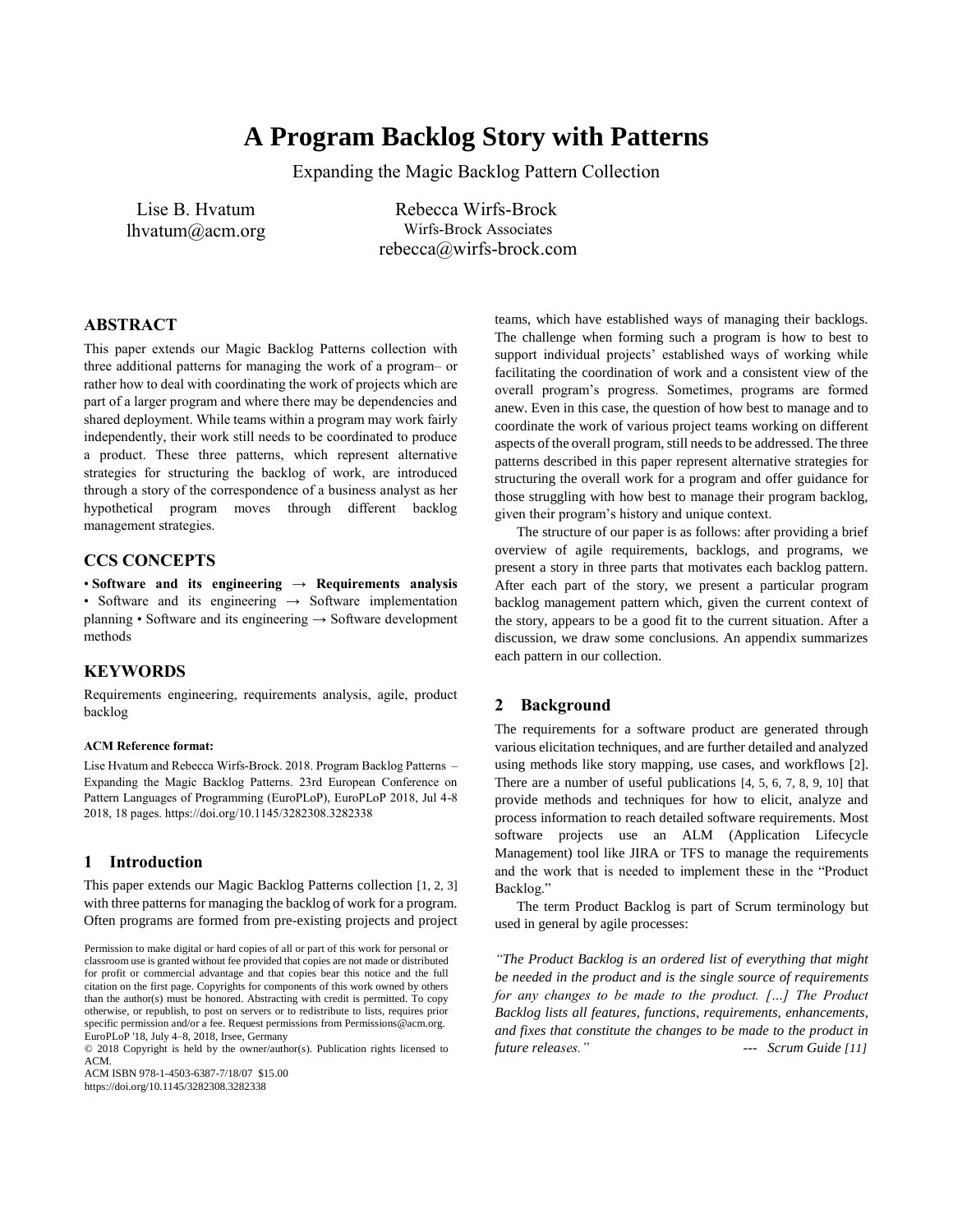# A Program Backlog Story with Patterns

Expanding the Magic Backlog Pattern Collection

Lise B. Hvatum
lhvatum@acm.org

Rebecca Wirfs-Brock
Wirfs-Brock Associates
rebecca@wirfs-brock.com

## ABSTRACT

This paper extends our Magic Backlog Patterns collection with three additional patterns for managing the work of a program– or rather how to deal with coordinating the work of projects which are part of a larger program and where there may be dependencies and shared deployment. While teams within a program may work fairly independently, their work still needs to be coordinated to produce a product. These three patterns, which represent alternative strategies for structuring the backlog of work, are introduced through a story of the correspondence of a business analyst as her hypothetical program moves through different backlog management strategies.

## CCS CONCEPTS

• **Software and its engineering → Requirements analysis** • Software and its engineering → Software implementation planning • Software and its engineering → Software development methods

## KEYWORDS

Requirements engineering, requirements analysis, agile, product backlog

#### ACM Reference format:

Lise Hvatum and Rebecca Wirfs-Brock. 2018. Program Backlog Patterns – Expanding the Magic Backlog Patterns. 23rd European Conference on Pattern Languages of Programming (EuroPLoP), EuroPLoP 2018, Jul 4-8 2018, 18 pages. https://doi.org/10.1145/3282308.3282338

## 1 Introduction

This paper extends our Magic Backlog Patterns collection [1, 2, 3] with three patterns for managing the backlog of work for a program. Often programs are formed from pre-existing projects and project teams, which have established ways of managing their backlogs. The challenge when forming such a program is how to best to support individual projects' established ways of working while facilitating the coordination of work and a consistent view of the overall program's progress. Sometimes, programs are formed anew. Even in this case, the question of how best to manage and to coordinate the work of various project teams working on different aspects of the overall program, still needs to be addressed. The three patterns described in this paper represent alternative strategies for structuring the overall work for a program and offer guidance for those struggling with how best to manage their program backlog, given their program's history and unique context.

The structure of our paper is as follows: after providing a brief overview of agile requirements, backlogs, and programs, we present a story in three parts that motivates each backlog pattern. After each part of the story, we present a particular program backlog management pattern which, given the current context of the story, appears to be a good fit to the current situation. After a discussion, we draw some conclusions. An appendix summarizes each pattern in our collection.

## 2 Background

The requirements for a software product are generated through various elicitation techniques, and are further detailed and analyzed using methods like story mapping, use cases, and workflows [2]. There are a number of useful publications [4, 5, 6, 7, 8, 9, 10] that provide methods and techniques for how to elicit, analyze and process information to reach detailed software requirements. Most software projects use an ALM (Application Lifecycle Management) tool like JIRA or TFS to manage the requirements and the work that is needed to implement these in the "Product Backlog."

The term Product Backlog is part of Scrum terminology but used in general by agile processes:

*"The Product Backlog is an ordered list of everything that might be needed in the product and is the single source of requirements for any changes to be made to the product. [...] The Product Backlog lists all features, functions, requirements, enhancements, and fixes that constitute the changes to be made to the product in future releases."* --- *Scrum Guide [11]*

Permission to make digital or hard copies of all or part of this work for personal or classroom use is granted without fee provided that copies are not made or distributed for profit or commercial advantage and that copies bear this notice and the full citation on the first page. Copyrights for components of this work owned by others than the author(s) must be honored. Abstracting with credit is permitted. To copy otherwise, or republish, to post on servers or to redistribute to lists, requires prior specific permission and/or a fee. Request permissions from Permissions@acm.org.
EuroPLoP '18, July 4–8, 2018, Irsee, Germany
© 2018 Copyright is held by the owner/author(s). Publication rights licensed to ACM.
ACM ISBN 978-1-4503-6387-7/18/07 $15.00
https://doi.org/10.1145/3282308.3282338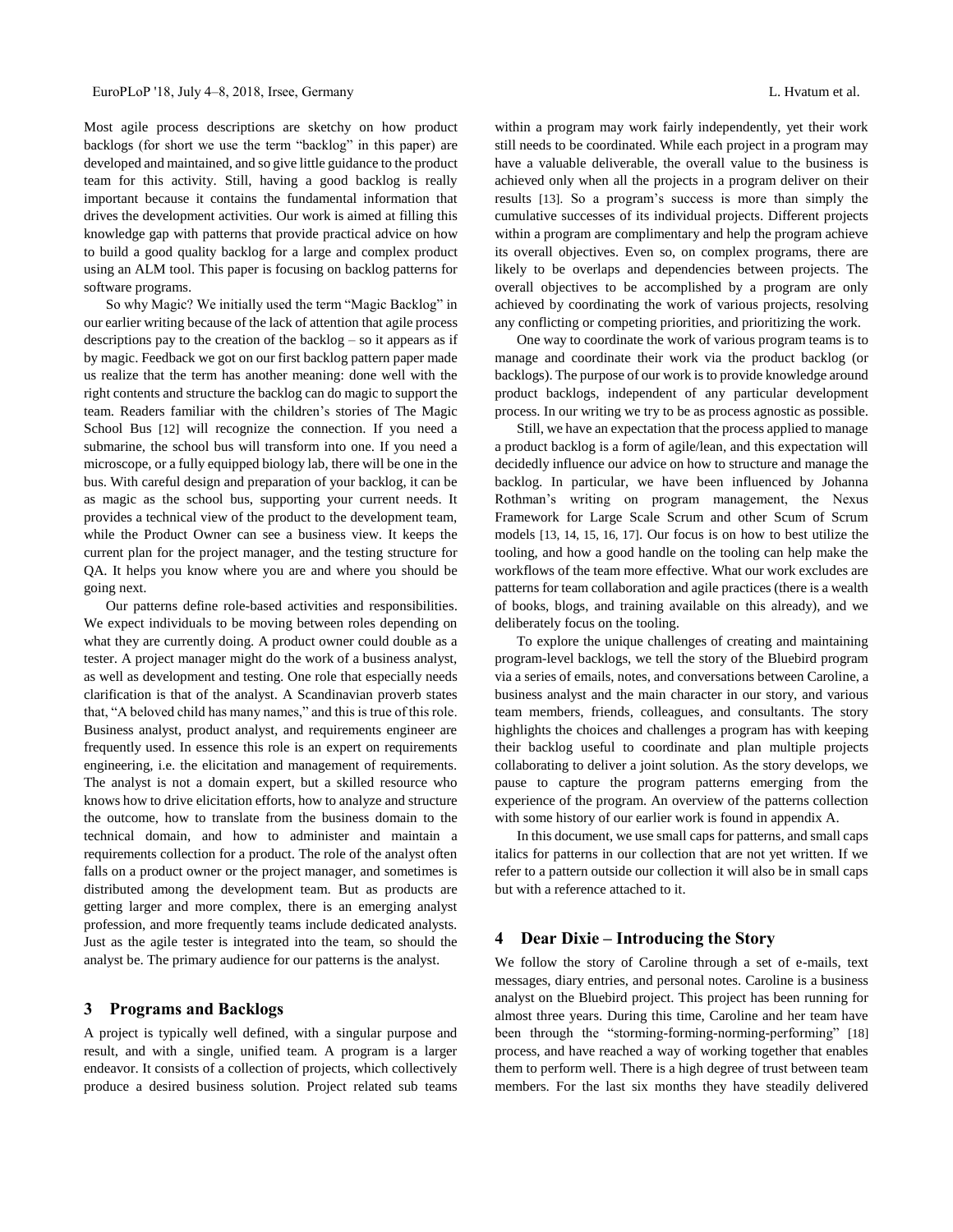Most agile process descriptions are sketchy on how product backlogs (for short we use the term "backlog" in this paper) are developed and maintained, and so give little guidance to the product team for this activity. Still, having a good backlog is really important because it contains the fundamental information that drives the development activities. Our work is aimed at filling this knowledge gap with patterns that provide practical advice on how to build a good quality backlog for a large and complex product using an ALM tool. This paper is focusing on backlog patterns for software programs.

So why Magic? We initially used the term "Magic Backlog" in our earlier writing because of the lack of attention that agile process descriptions pay to the creation of the backlog – so it appears as if by magic. Feedback we got on our first backlog pattern paper made us realize that the term has another meaning: done well with the right contents and structure the backlog can do magic to support the team. Readers familiar with the children's stories of The Magic School Bus [12] will recognize the connection. If you need a submarine, the school bus will transform into one. If you need a microscope, or a fully equipped biology lab, there will be one in the bus. With careful design and preparation of your backlog, it can be as magic as the school bus, supporting your current needs. It provides a technical view of the product to the development team, while the Product Owner can see a business view. It keeps the current plan for the project manager, and the testing structure for QA. It helps you know where you are and where you should be going next.

Our patterns define role-based activities and responsibilities. We expect individuals to be moving between roles depending on what they are currently doing. A product owner could double as a tester. A project manager might do the work of a business analyst, as well as development and testing. One role that especially needs clarification is that of the analyst. A Scandinavian proverb states that, "A beloved child has many names," and this is true of this role. Business analyst, product analyst, and requirements engineer are frequently used. In essence this role is an expert on requirements engineering, i.e. the elicitation and management of requirements. The analyst is not a domain expert, but a skilled resource who knows how to drive elicitation efforts, how to analyze and structure the outcome, how to translate from the business domain to the technical domain, and how to administer and maintain a requirements collection for a product. The role of the analyst often falls on a product owner or the project manager, and sometimes is distributed among the development team. But as products are getting larger and more complex, there is an emerging analyst profession, and more frequently teams include dedicated analysts. Just as the agile tester is integrated into the team, so should the analyst be. The primary audience for our patterns is the analyst.

## 3 Programs and Backlogs

A project is typically well defined, with a singular purpose and result, and with a single, unified team. A program is a larger endeavor. It consists of a collection of projects, which collectively produce a desired business solution. Project related sub teams within a program may work fairly independently, yet their work still needs to be coordinated. While each project in a program may have a valuable deliverable, the overall value to the business is achieved only when all the projects in a program deliver on their results [13]. So a program's success is more than simply the cumulative successes of its individual projects. Different projects within a program are complimentary and help the program achieve its overall objectives. Even so, on complex programs, there are likely to be overlaps and dependencies between projects. The overall objectives to be accomplished by a program are only achieved by coordinating the work of various projects, resolving any conflicting or competing priorities, and prioritizing the work.

One way to coordinate the work of various program teams is to manage and coordinate their work via the product backlog (or backlogs). The purpose of our work is to provide knowledge around product backlogs, independent of any particular development process. In our writing we try to be as process agnostic as possible.

Still, we have an expectation that the process applied to manage a product backlog is a form of agile/lean, and this expectation will decidedly influence our advice on how to structure and manage the backlog. In particular, we have been influenced by Johanna Rothman's writing on program management, the Nexus Framework for Large Scale Scrum and other Scum of Scrum models [13, 14, 15, 16, 17]. Our focus is on how to best utilize the tooling, and how a good handle on the tooling can help make the workflows of the team more effective. What our work excludes are patterns for team collaboration and agile practices (there is a wealth of books, blogs, and training available on this already), and we deliberately focus on the tooling.

To explore the unique challenges of creating and maintaining program-level backlogs, we tell the story of the Bluebird program via a series of emails, notes, and conversations between Caroline, a business analyst and the main character in our story, and various team members, friends, colleagues, and consultants. The story highlights the choices and challenges a program has with keeping their backlog useful to coordinate and plan multiple projects collaborating to deliver a joint solution. As the story develops, we pause to capture the program patterns emerging from the experience of the program. An overview of the patterns collection with some history of our earlier work is found in appendix A.

In this document, we use small caps for patterns, and small caps italics for patterns in our collection that are not yet written. If we refer to a pattern outside our collection it will also be in small caps but with a reference attached to it.

## 4 Dear Dixie – Introducing the Story

We follow the story of Caroline through a set of e-mails, text messages, diary entries, and personal notes. Caroline is a business analyst on the Bluebird project. This project has been running for almost three years. During this time, Caroline and her team have been through the "storming-forming-norming-performing" [18] process, and have reached a way of working together that enables them to perform well. There is a high degree of trust between team members. For the last six months they have steadily delivered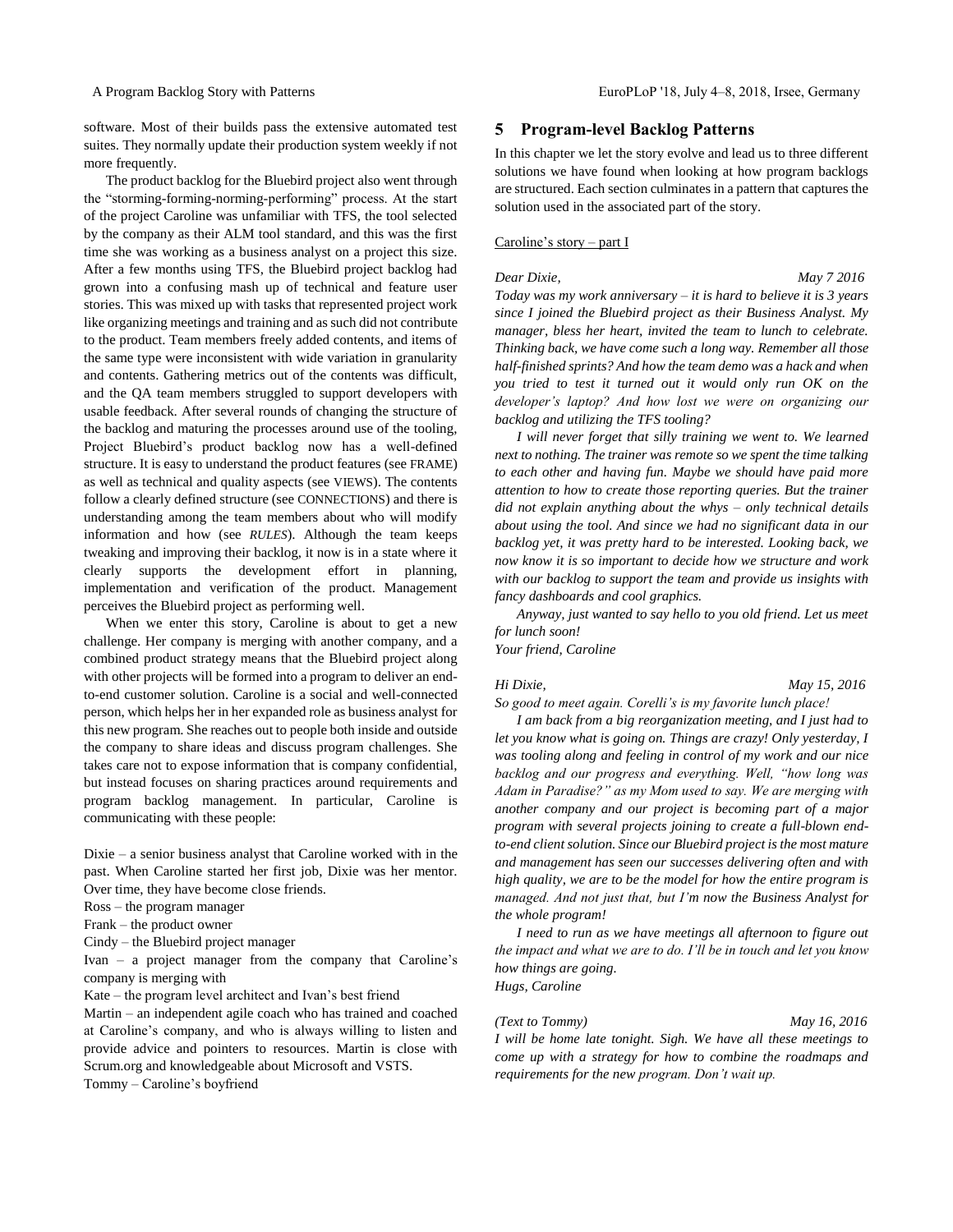software. Most of their builds pass the extensive automated test suites. They normally update their production system weekly if not more frequently.

The product backlog for the Bluebird project also went through the "storming-forming-norming-performing" process. At the start of the project Caroline was unfamiliar with TFS, the tool selected by the company as their ALM tool standard, and this was the first time she was working as a business analyst on a project this size. After a few months using TFS, the Bluebird project backlog had grown into a confusing mash up of technical and feature user stories. This was mixed up with tasks that represented project work like organizing meetings and training and as such did not contribute to the product. Team members freely added contents, and items of the same type were inconsistent with wide variation in granularity and contents. Gathering metrics out of the contents was difficult, and the QA team members struggled to support developers with usable feedback. After several rounds of changing the structure of the backlog and maturing the processes around use of the tooling, Project Bluebird's product backlog now has a well-defined structure. It is easy to understand the product features (see FRAME) as well as technical and quality aspects (see VIEWS). The contents follow a clearly defined structure (see CONNECTIONS) and there is understanding among the team members about who will modify information and how (see *RULES*). Although the team keeps tweaking and improving their backlog, it now is in a state where it clearly supports the development effort in planning, implementation and verification of the product. Management perceives the Bluebird project as performing well.

When we enter this story, Caroline is about to get a new challenge. Her company is merging with another company, and a combined product strategy means that the Bluebird project along with other projects will be formed into a program to deliver an end-to-end customer solution. Caroline is a social and well-connected person, which helps her in her expanded role as business analyst for this new program. She reaches out to people both inside and outside the company to share ideas and discuss program challenges. She takes care not to expose information that is company confidential, but instead focuses on sharing practices around requirements and program backlog management. In particular, Caroline is communicating with these people:

Dixie – a senior business analyst that Caroline worked with in the past. When Caroline started her first job, Dixie was her mentor. Over time, they have become close friends.
Ross – the program manager
Frank – the product owner
Cindy – the Bluebird project manager
Ivan – a project manager from the company that Caroline's company is merging with
Kate – the program level architect and Ivan's best friend
Martin – an independent agile coach who has trained and coached at Caroline's company, and who is always willing to listen and provide advice and pointers to resources. Martin is close with Scrum.org and knowledgeable about Microsoft and VSTS.
Tommy – Caroline's boyfriend

## 5 Program-level Backlog Patterns

In this chapter we let the story evolve and lead us to three different solutions we have found when looking at how program backlogs are structured. Each section culminates in a pattern that captures the solution used in the associated part of the story.

<u>Caroline's story – part I</u>

*Dear Dixie,* *May 7 2016*
*Today was my work anniversary – it is hard to believe it is 3 years since I joined the Bluebird project as their Business Analyst. My manager, bless her heart, invited the team to lunch to celebrate. Thinking back, we have come such a long way. Remember all those half-finished sprints? And how the team demo was a hack and when you tried to test it turned out it would only run OK on the developer's laptop? And how lost we were on organizing our backlog and utilizing the TFS tooling?*

*I will never forget that silly training we went to. We learned next to nothing. The trainer was remote so we spent the time talking to each other and having fun. Maybe we should have paid more attention to how to create those reporting queries. But the trainer did not explain anything about the whys – only technical details about using the tool. And since we had no significant data in our backlog yet, it was pretty hard to be interested. Looking back, we now know it is so important to decide how we structure and work with our backlog to support the team and provide us insights with fancy dashboards and cool graphics.*

*Anyway, just wanted to say hello to you old friend. Let us meet for lunch soon!*
*Your friend, Caroline*

*Hi Dixie,* *May 15, 2016*
*So good to meet again. Corelli's is my favorite lunch place!*

*I am back from a big reorganization meeting, and I just had to let you know what is going on. Things are crazy! Only yesterday, I was tooling along and feeling in control of my work and our nice backlog and our progress and everything. Well, "how long was Adam in Paradise?" as my Mom used to say. We are merging with another company and our project is becoming part of a major program with several projects joining to create a full-blown end-to-end client solution. Since our Bluebird project is the most mature and management has seen our successes delivering often and with high quality, we are to be the model for how the entire program is managed. And not just that, but I'm now the Business Analyst for the whole program!*

*I need to run as we have meetings all afternoon to figure out the impact and what we are to do. I'll be in touch and let you know how things are going.*
*Hugs, Caroline*

*(Text to Tommy)* *May 16, 2016*
*I will be home late tonight. Sigh. We have all these meetings to come up with a strategy for how to combine the roadmaps and requirements for the new program. Don't wait up.*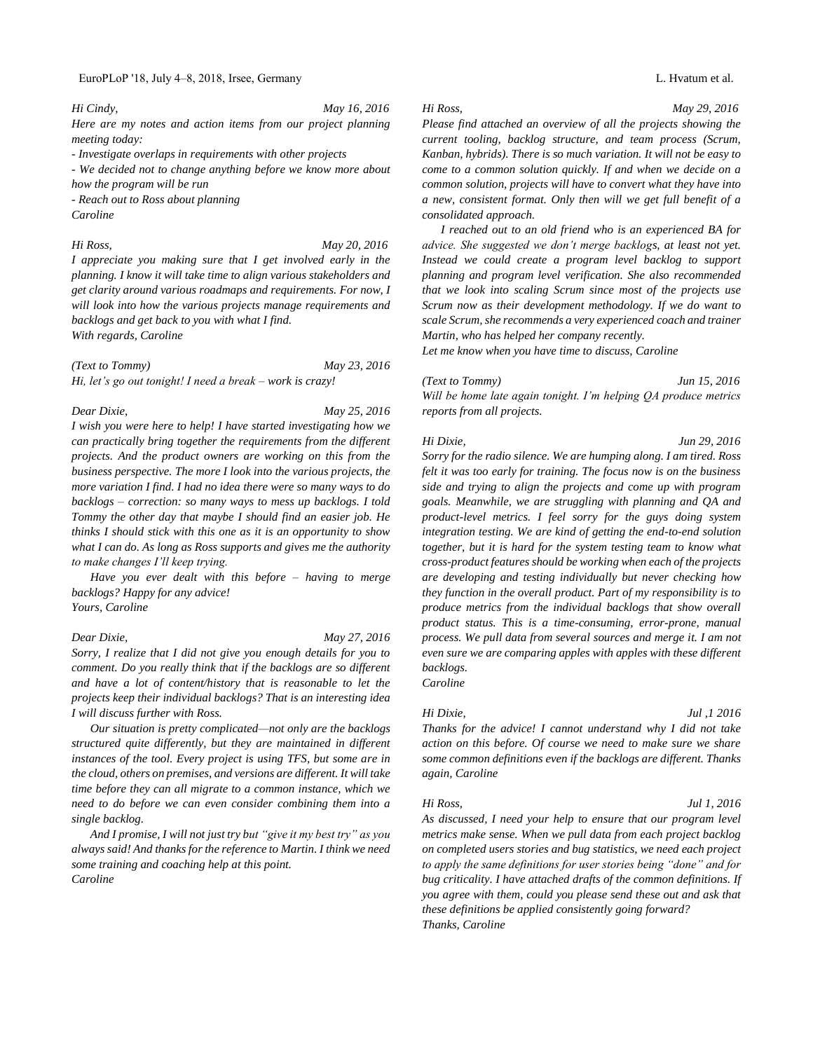*Hi Cindy,* *May 16, 2016*

*Here are my notes and action items from our project planning meeting today:*

*- Investigate overlaps in requirements with other projects*

*- We decided not to change anything before we know more about how the program will be run*

*- Reach out to Ross about planning*

*Caroline*

*Hi Ross,* *May 20, 2016*

*I appreciate you making sure that I get involved early in the planning. I know it will take time to align various stakeholders and get clarity around various roadmaps and requirements. For now, I will look into how the various projects manage requirements and backlogs and get back to you with what I find.*

*With regards, Caroline*

*(Text to Tommy)* *May 23, 2016*

*Hi, let's go out tonight! I need a break – work is crazy!*

*Dear Dixie,* *May 25, 2016*

*I wish you were here to help! I have started investigating how we can practically bring together the requirements from the different projects. And the product owners are working on this from the business perspective. The more I look into the various projects, the more variation I find. I had no idea there were so many ways to do backlogs – correction: so many ways to mess up backlogs. I told Tommy the other day that maybe I should find an easier job. He thinks I should stick with this one as it is an opportunity to show what I can do. As long as Ross supports and gives me the authority to make changes I'll keep trying.*

*Have you ever dealt with this before – having to merge backlogs? Happy for any advice!*

*Yours, Caroline*

*Dear Dixie,* *May 27, 2016*

*Sorry, I realize that I did not give you enough details for you to comment. Do you really think that if the backlogs are so different and have a lot of content/history that is reasonable to let the projects keep their individual backlogs? That is an interesting idea I will discuss further with Ross.*

*Our situation is pretty complicated—not only are the backlogs structured quite differently, but they are maintained in different instances of the tool. Every project is using TFS, but some are in the cloud, others on premises, and versions are different. It will take time before they can all migrate to a common instance, which we need to do before we can even consider combining them into a single backlog.*

*And I promise, I will not just try but "give it my best try" as you always said! And thanks for the reference to Martin. I think we need some training and coaching help at this point.*

*Caroline*

*Hi Ross,* *May 29, 2016*

*Please find attached an overview of all the projects showing the current tooling, backlog structure, and team process (Scrum, Kanban, hybrids). There is so much variation. It will not be easy to come to a common solution quickly. If and when we decide on a common solution, projects will have to convert what they have into a new, consistent format. Only then will we get full benefit of a consolidated approach.*

*I reached out to an old friend who is an experienced BA for advice. She suggested we don't merge backlogs, at least not yet. Instead we could create a program level backlog to support planning and program level verification. She also recommended that we look into scaling Scrum since most of the projects use Scrum now as their development methodology. If we do want to scale Scrum, she recommends a very experienced coach and trainer Martin, who has helped her company recently.*

*Let me know when you have time to discuss, Caroline*

*(Text to Tommy)* *Jun 15, 2016*

*Will be home late again tonight. I'm helping QA produce metrics reports from all projects.*

*Hi Dixie,* *Jun 29, 2016*

*Sorry for the radio silence. We are humping along. I am tired. Ross felt it was too early for training. The focus now is on the business side and trying to align the projects and come up with program goals. Meanwhile, we are struggling with planning and QA and product-level metrics. I feel sorry for the guys doing system integration testing. We are kind of getting the end-to-end solution together, but it is hard for the system testing team to know what cross-product features should be working when each of the projects are developing and testing individually but never checking how they function in the overall product. Part of my responsibility is to produce metrics from the individual backlogs that show overall product status. This is a time-consuming, error-prone, manual process. We pull data from several sources and merge it. I am not even sure we are comparing apples with apples with these different backlogs.*

*Caroline*

*Hi Dixie,* *Jul ,1 2016*

*Thanks for the advice! I cannot understand why I did not take action on this before. Of course we need to make sure we share some common definitions even if the backlogs are different. Thanks again, Caroline*

*Hi Ross,* *Jul 1, 2016*

*As discussed, I need your help to ensure that our program level metrics make sense. When we pull data from each project backlog on completed users stories and bug statistics, we need each project to apply the same definitions for user stories being "done" and for bug criticality. I have attached drafts of the common definitions. If you agree with them, could you please send these out and ask that these definitions be applied consistently going forward?*

*Thanks, Caroline*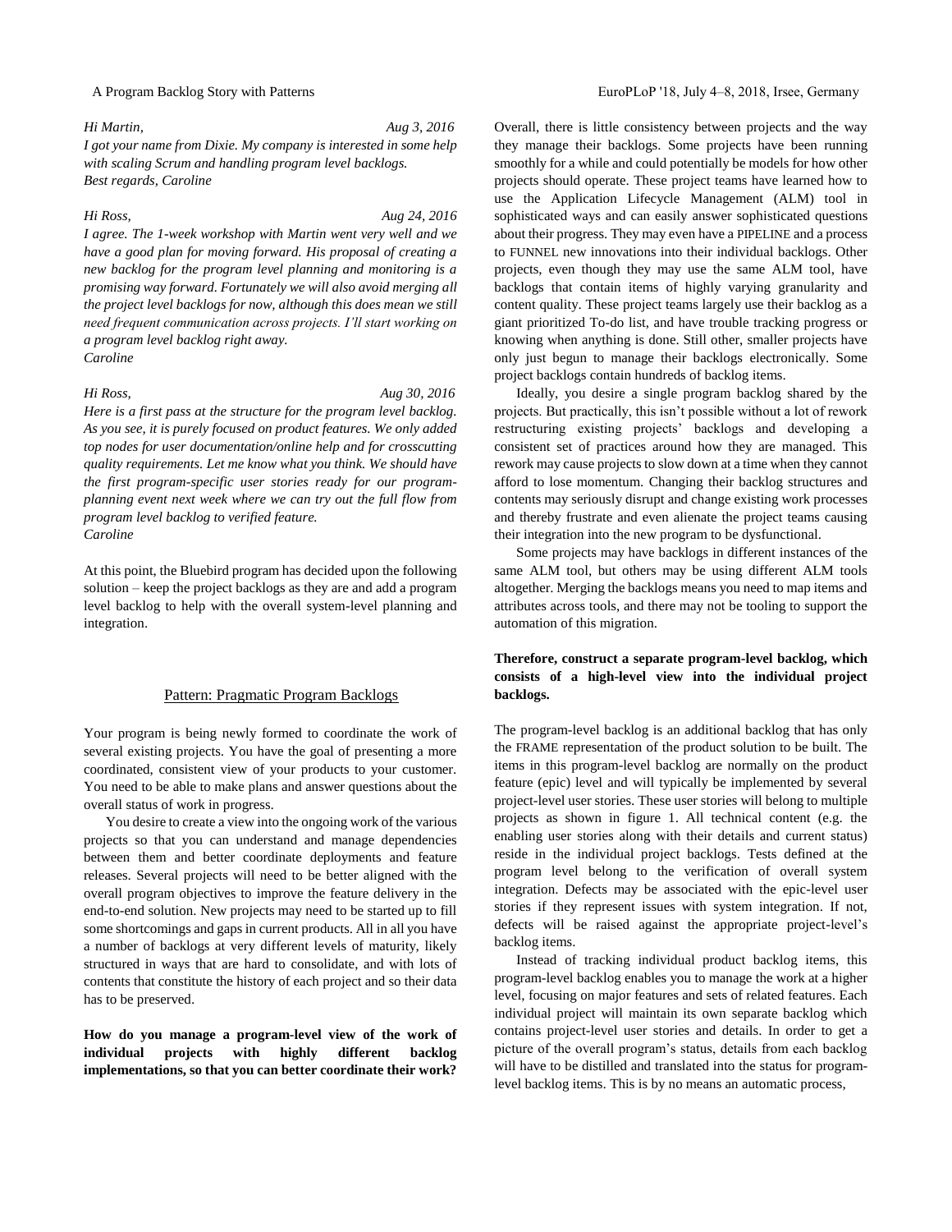*Hi Martin,* *Aug 3, 2016*
*I got your name from Dixie. My company is interested in some help with scaling Scrum and handling program level backlogs.*
*Best regards, Caroline*

*Hi Ross,* *Aug 24, 2016*
*I agree. The 1-week workshop with Martin went very well and we have a good plan for moving forward. His proposal of creating a new backlog for the program level planning and monitoring is a promising way forward. Fortunately we will also avoid merging all the project level backlogs for now, although this does mean we still need frequent communication across projects. I'll start working on a program level backlog right away.*
*Caroline*

*Hi Ross,* *Aug 30, 2016*
*Here is a first pass at the structure for the program level backlog. As you see, it is purely focused on product features. We only added top nodes for user documentation/online help and for crosscutting quality requirements. Let me know what you think. We should have the first program-specific user stories ready for our program-planning event next week where we can try out the full flow from program level backlog to verified feature.*
*Caroline*

At this point, the Bluebird program has decided upon the following solution – keep the project backlogs as they are and add a program level backlog to help with the overall system-level planning and integration.

## Pattern: Pragmatic Program Backlogs

Your program is being newly formed to coordinate the work of several existing projects. You have the goal of presenting a more coordinated, consistent view of your products to your customer. You need to be able to make plans and answer questions about the overall status of work in progress.

You desire to create a view into the ongoing work of the various projects so that you can understand and manage dependencies between them and better coordinate deployments and feature releases. Several projects will need to be better aligned with the overall program objectives to improve the feature delivery in the end-to-end solution. New projects may need to be started up to fill some shortcomings and gaps in current products. All in all you have a number of backlogs at very different levels of maturity, likely structured in ways that are hard to consolidate, and with lots of contents that constitute the history of each project and so their data has to be preserved.

**How do you manage a program-level view of the work of individual projects with highly different backlog implementations, so that you can better coordinate their work?**

Overall, there is little consistency between projects and the way they manage their backlogs. Some projects have been running smoothly for a while and could potentially be models for how other projects should operate. These project teams have learned how to use the Application Lifecycle Management (ALM) tool in sophisticated ways and can easily answer sophisticated questions about their progress. They may even have a PIPELINE and a process to FUNNEL new innovations into their individual backlogs. Other projects, even though they may use the same ALM tool, have backlogs that contain items of highly varying granularity and content quality. These project teams largely use their backlog as a giant prioritized To-do list, and have trouble tracking progress or knowing when anything is done. Still other, smaller projects have only just begun to manage their backlogs electronically. Some project backlogs contain hundreds of backlog items.

Ideally, you desire a single program backlog shared by the projects. But practically, this isn't possible without a lot of rework restructuring existing projects' backlogs and developing a consistent set of practices around how they are managed. This rework may cause projects to slow down at a time when they cannot afford to lose momentum. Changing their backlog structures and contents may seriously disrupt and change existing work processes and thereby frustrate and even alienate the project teams causing their integration into the new program to be dysfunctional.

Some projects may have backlogs in different instances of the same ALM tool, but others may be using different ALM tools altogether. Merging the backlogs means you need to map items and attributes across tools, and there may not be tooling to support the automation of this migration.

**Therefore, construct a separate program-level backlog, which consists of a high-level view into the individual project backlogs.**

The program-level backlog is an additional backlog that has only the FRAME representation of the product solution to be built. The items in this program-level backlog are normally on the product feature (epic) level and will typically be implemented by several project-level user stories. These user stories will belong to multiple projects as shown in figure 1. All technical content (e.g. the enabling user stories along with their details and current status) reside in the individual project backlogs. Tests defined at the program level belong to the verification of overall system integration. Defects may be associated with the epic-level user stories if they represent issues with system integration. If not, defects will be raised against the appropriate project-level's backlog items.

Instead of tracking individual product backlog items, this program-level backlog enables you to manage the work at a higher level, focusing on major features and sets of related features. Each individual project will maintain its own separate backlog which contains project-level user stories and details. In order to get a picture of the overall program's status, details from each backlog will have to be distilled and translated into the status for program-level backlog items. This is by no means an automatic process,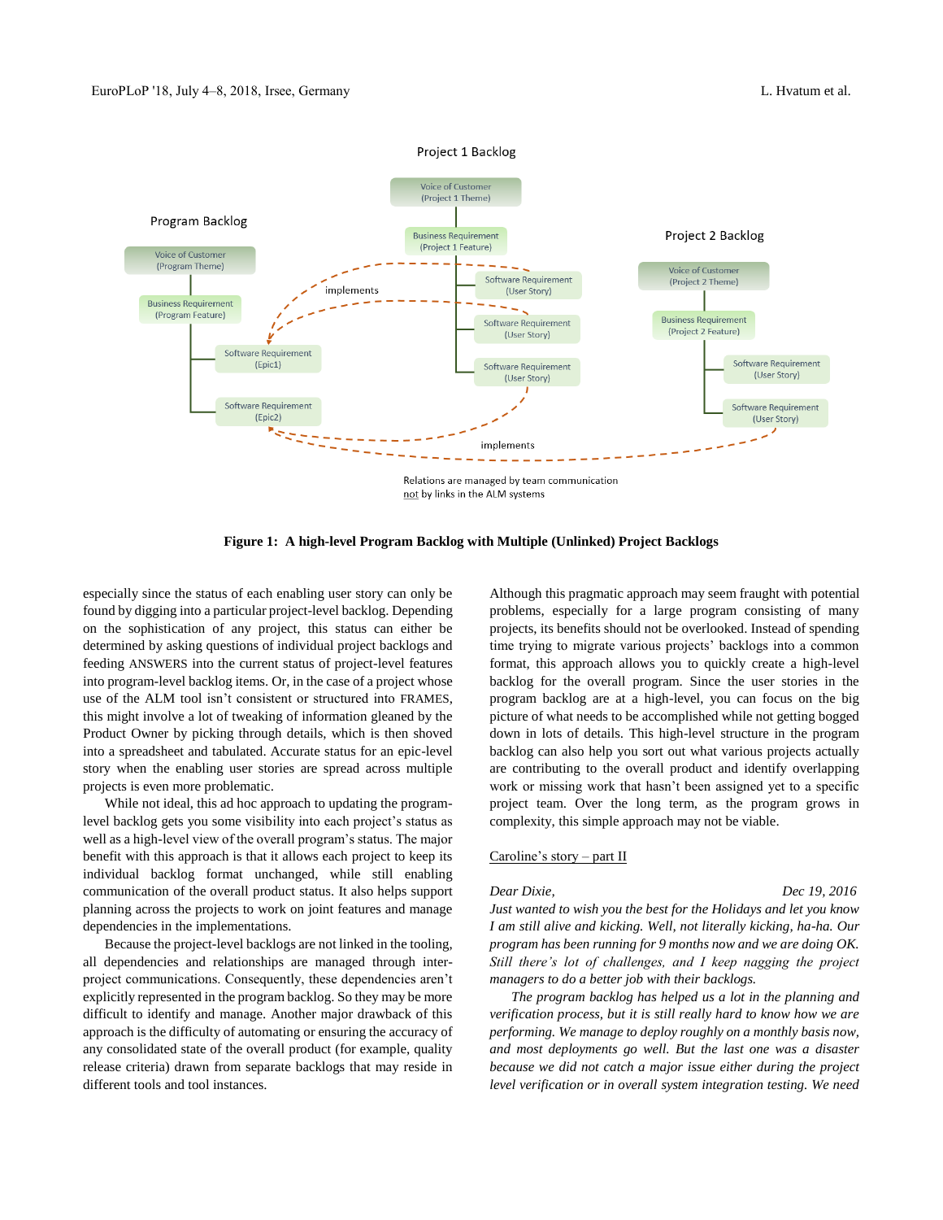Program Backlog

Project 1 Backlog

Project 2 Backlog

Voice of Customer (Program Theme)

Business Requirement (Program Feature)

Software Requirement (Epic1)

Software Requirement (Epic2)

Voice of Customer (Project 1 Theme)

Business Requirement (Project 1 Feature)

Software Requirement (User Story)

Software Requirement (User Story)

Software Requirement (User Story)

Voice of Customer (Project 2 Theme)

Business Requirement (Project 2 Feature)

Software Requirement (User Story)

Software Requirement (User Story)

implements

implements

Relations are managed by team communication not by links in the ALM systems

**Figure 1: A high-level Program Backlog with Multiple (Unlinked) Project Backlogs**

especially since the status of each enabling user story can only be found by digging into a particular project-level backlog. Depending on the sophistication of any project, this status can either be determined by asking questions of individual project backlogs and feeding ANSWERS into the current status of project-level features into program-level backlog items. Or, in the case of a project whose use of the ALM tool isn't consistent or structured into FRAMES, this might involve a lot of tweaking of information gleaned by the Product Owner by picking through details, which is then shoved into a spreadsheet and tabulated. Accurate status for an epic-level story when the enabling user stories are spread across multiple projects is even more problematic.

While not ideal, this ad hoc approach to updating the program-level backlog gets you some visibility into each project's status as well as a high-level view of the overall program's status. The major benefit with this approach is that it allows each project to keep its individual backlog format unchanged, while still enabling communication of the overall product status. It also helps support planning across the projects to work on joint features and manage dependencies in the implementations.

Because the project-level backlogs are not linked in the tooling, all dependencies and relationships are managed through inter-project communications. Consequently, these dependencies aren't explicitly represented in the program backlog. So they may be more difficult to identify and manage. Another major drawback of this approach is the difficulty of automating or ensuring the accuracy of any consolidated state of the overall product (for example, quality release criteria) drawn from separate backlogs that may reside in different tools and tool instances.

Although this pragmatic approach may seem fraught with potential problems, especially for a large program consisting of many projects, its benefits should not be overlooked. Instead of spending time trying to migrate various projects' backlogs into a common format, this approach allows you to quickly create a high-level backlog for the overall program. Since the user stories in the program backlog are at a high-level, you can focus on the big picture of what needs to be accomplished while not getting bogged down in lots of details. This high-level structure in the program backlog can also help you sort out what various projects actually are contributing to the overall product and identify overlapping work or missing work that hasn't been assigned yet to a specific project team. Over the long term, as the program grows in complexity, this simple approach may not be viable.

Caroline's story – part II

*Dear Dixie,* *Dec 19, 2016*

*Just wanted to wish you the best for the Holidays and let you know I am still alive and kicking. Well, not literally kicking, ha-ha. Our program has been running for 9 months now and we are doing OK. Still there's lot of challenges, and I keep nagging the project managers to do a better job with their backlogs.*

*The program backlog has helped us a lot in the planning and verification process, but it is still really hard to know how we are performing. We manage to deploy roughly on a monthly basis now, and most deployments go well. But the last one was a disaster because we did not catch a major issue either during the project level verification or in overall system integration testing. We need*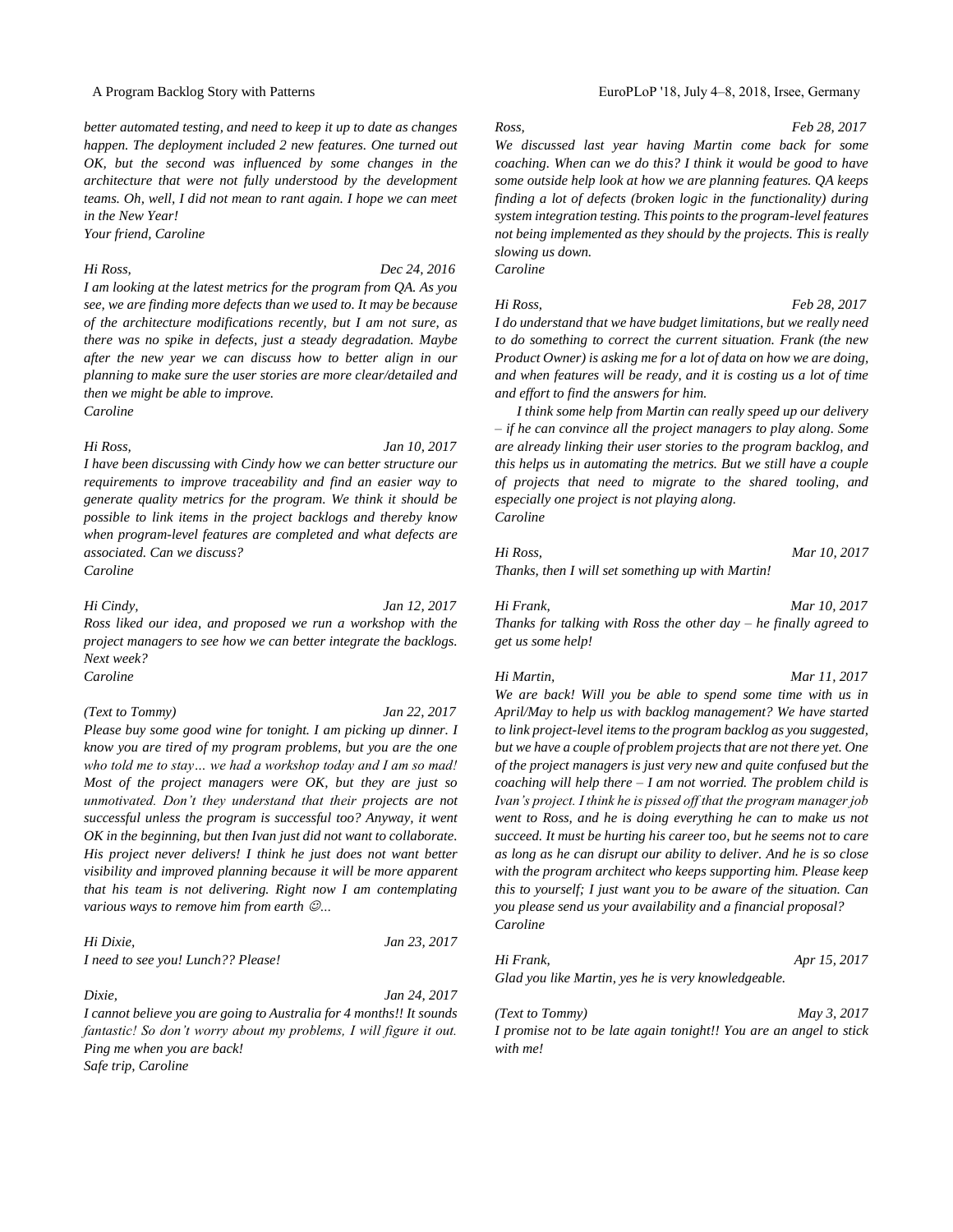*better automated testing, and need to keep it up to date as changes happen. The deployment included 2 new features. One turned out OK, but the second was influenced by some changes in the architecture that were not fully understood by the development teams. Oh, well, I did not mean to rant again. I hope we can meet in the New Year!*
*Your friend, Caroline*

*Hi Ross, Dec 24, 2016*
*I am looking at the latest metrics for the program from QA. As you see, we are finding more defects than we used to. It may be because of the architecture modifications recently, but I am not sure, as there was no spike in defects, just a steady degradation. Maybe after the new year we can discuss how to better align in our planning to make sure the user stories are more clear/detailed and then we might be able to improve.*
*Caroline*

*Hi Ross, Jan 10, 2017*
*I have been discussing with Cindy how we can better structure our requirements to improve traceability and find an easier way to generate quality metrics for the program. We think it should be possible to link items in the project backlogs and thereby know when program-level features are completed and what defects are associated. Can we discuss?*
*Caroline*

*Hi Cindy, Jan 12, 2017*
*Ross liked our idea, and proposed we run a workshop with the project managers to see how we can better integrate the backlogs. Next week?*
*Caroline*

*(Text to Tommy) Jan 22, 2017*
*Please buy some good wine for tonight. I am picking up dinner. I know you are tired of my program problems, but you are the one who told me to stay… we had a workshop today and I am so mad! Most of the project managers were OK, but they are just so unmotivated. Don't they understand that their projects are not successful unless the program is successful too? Anyway, it went OK in the beginning, but then Ivan just did not want to collaborate. His project never delivers! I think he just does not want better visibility and improved planning because it will be more apparent that his team is not delivering. Right now I am contemplating various ways to remove him from earth ☺...*

*Hi Dixie, Jan 23, 2017*
*I need to see you! Lunch?? Please!*

*Dixie, Jan 24, 2017*
*I cannot believe you are going to Australia for 4 months!! It sounds fantastic! So don't worry about my problems, I will figure it out. Ping me when you are back!*
*Safe trip, Caroline*

*Ross, Feb 28, 2017*
*We discussed last year having Martin come back for some coaching. When can we do this? I think it would be good to have some outside help look at how we are planning features. QA keeps finding a lot of defects (broken logic in the functionality) during system integration testing. This points to the program-level features not being implemented as they should by the projects. This is really slowing us down.*
*Caroline*

*Hi Ross, Feb 28, 2017*
*I do understand that we have budget limitations, but we really need to do something to correct the current situation. Frank (the new Product Owner) is asking me for a lot of data on how we are doing, and when features will be ready, and it is costing us a lot of time and effort to find the answers for him.*

*I think some help from Martin can really speed up our delivery – if he can convince all the project managers to play along. Some are already linking their user stories to the program backlog, and this helps us in automating the metrics. But we still have a couple of projects that need to migrate to the shared tooling, and especially one project is not playing along.*
*Caroline*

*Hi Ross, Mar 10, 2017*
*Thanks, then I will set something up with Martin!*

*Hi Frank, Mar 10, 2017*
*Thanks for talking with Ross the other day – he finally agreed to get us some help!*

*Hi Martin, Mar 11, 2017*
*We are back! Will you be able to spend some time with us in April/May to help us with backlog management? We have started to link project-level items to the program backlog as you suggested, but we have a couple of problem projects that are not there yet. One of the project managers is just very new and quite confused but the coaching will help there – I am not worried. The problem child is Ivan's project. I think he is pissed off that the program manager job went to Ross, and he is doing everything he can to make us not succeed. It must be hurting his career too, but he seems not to care as long as he can disrupt our ability to deliver. And he is so close with the program architect who keeps supporting him. Please keep this to yourself; I just want you to be aware of the situation. Can you please send us your availability and a financial proposal?*
*Caroline*

*Hi Frank, Apr 15, 2017*
*Glad you like Martin, yes he is very knowledgeable.*

*(Text to Tommy) May 3, 2017*
*I promise not to be late again tonight!! You are an angel to stick with me!*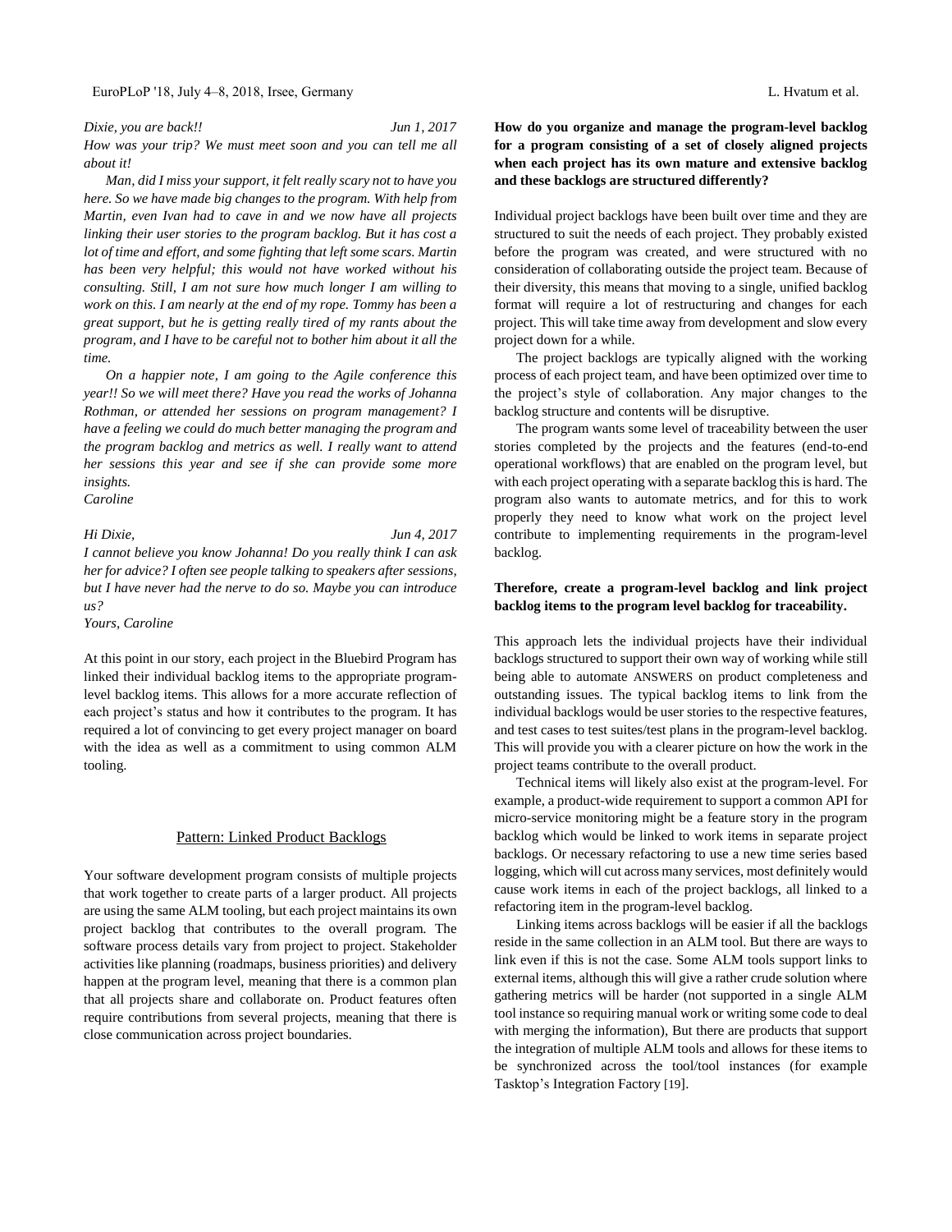*Dixie, you are back!! Jun 1, 2017*

*How was your trip? We must meet soon and you can tell me all about it!*

*Man, did I miss your support, it felt really scary not to have you here. So we have made big changes to the program. With help from Martin, even Ivan had to cave in and we now have all projects linking their user stories to the program backlog. But it has cost a lot of time and effort, and some fighting that left some scars. Martin has been very helpful; this would not have worked without his consulting. Still, I am not sure how much longer I am willing to work on this. I am nearly at the end of my rope. Tommy has been a great support, but he is getting really tired of my rants about the program, and I have to be careful not to bother him about it all the time.*

*On a happier note, I am going to the Agile conference this year!! So we will meet there? Have you read the works of Johanna Rothman, or attended her sessions on program management? I have a feeling we could do much better managing the program and the program backlog and metrics as well. I really want to attend her sessions this year and see if she can provide some more insights.*

*Caroline*

*Hi Dixie, Jun 4, 2017*

*I cannot believe you know Johanna! Do you really think I can ask her for advice? I often see people talking to speakers after sessions, but I have never had the nerve to do so. Maybe you can introduce us?*

*Yours, Caroline*

At this point in our story, each project in the Bluebird Program has linked their individual backlog items to the appropriate program-level backlog items. This allows for a more accurate reflection of each project's status and how it contributes to the program. It has required a lot of convincing to get every project manager on board with the idea as well as a commitment to using common ALM tooling.

## Pattern: Linked Product Backlogs

Your software development program consists of multiple projects that work together to create parts of a larger product. All projects are using the same ALM tooling, but each project maintains its own project backlog that contributes to the overall program. The software process details vary from project to project. Stakeholder activities like planning (roadmaps, business priorities) and delivery happen at the program level, meaning that there is a common plan that all projects share and collaborate on. Product features often require contributions from several projects, meaning that there is close communication across project boundaries.

**How do you organize and manage the program-level backlog for a program consisting of a set of closely aligned projects when each project has its own mature and extensive backlog and these backlogs are structured differently?**

Individual project backlogs have been built over time and they are structured to suit the needs of each project. They probably existed before the program was created, and were structured with no consideration of collaborating outside the project team. Because of their diversity, this means that moving to a single, unified backlog format will require a lot of restructuring and changes for each project. This will take time away from development and slow every project down for a while.

The project backlogs are typically aligned with the working process of each project team, and have been optimized over time to the project's style of collaboration. Any major changes to the backlog structure and contents will be disruptive.

The program wants some level of traceability between the user stories completed by the projects and the features (end-to-end operational workflows) that are enabled on the program level, but with each project operating with a separate backlog this is hard. The program also wants to automate metrics, and for this to work properly they need to know what work on the project level contribute to implementing requirements in the program-level backlog.

**Therefore, create a program-level backlog and link project backlog items to the program level backlog for traceability.**

This approach lets the individual projects have their individual backlogs structured to support their own way of working while still being able to automate ANSWERS on product completeness and outstanding issues. The typical backlog items to link from the individual backlogs would be user stories to the respective features, and test cases to test suites/test plans in the program-level backlog. This will provide you with a clearer picture on how the work in the project teams contribute to the overall product.

Technical items will likely also exist at the program-level. For example, a product-wide requirement to support a common API for micro-service monitoring might be a feature story in the program backlog which would be linked to work items in separate project backlogs. Or necessary refactoring to use a new time series based logging, which will cut across many services, most definitely would cause work items in each of the project backlogs, all linked to a refactoring item in the program-level backlog.

Linking items across backlogs will be easier if all the backlogs reside in the same collection in an ALM tool. But there are ways to link even if this is not the case. Some ALM tools support links to external items, although this will give a rather crude solution where gathering metrics will be harder (not supported in a single ALM tool instance so requiring manual work or writing some code to deal with merging the information), But there are products that support the integration of multiple ALM tools and allows for these items to be synchronized across the tool/tool instances (for example Tasktop's Integration Factory [19].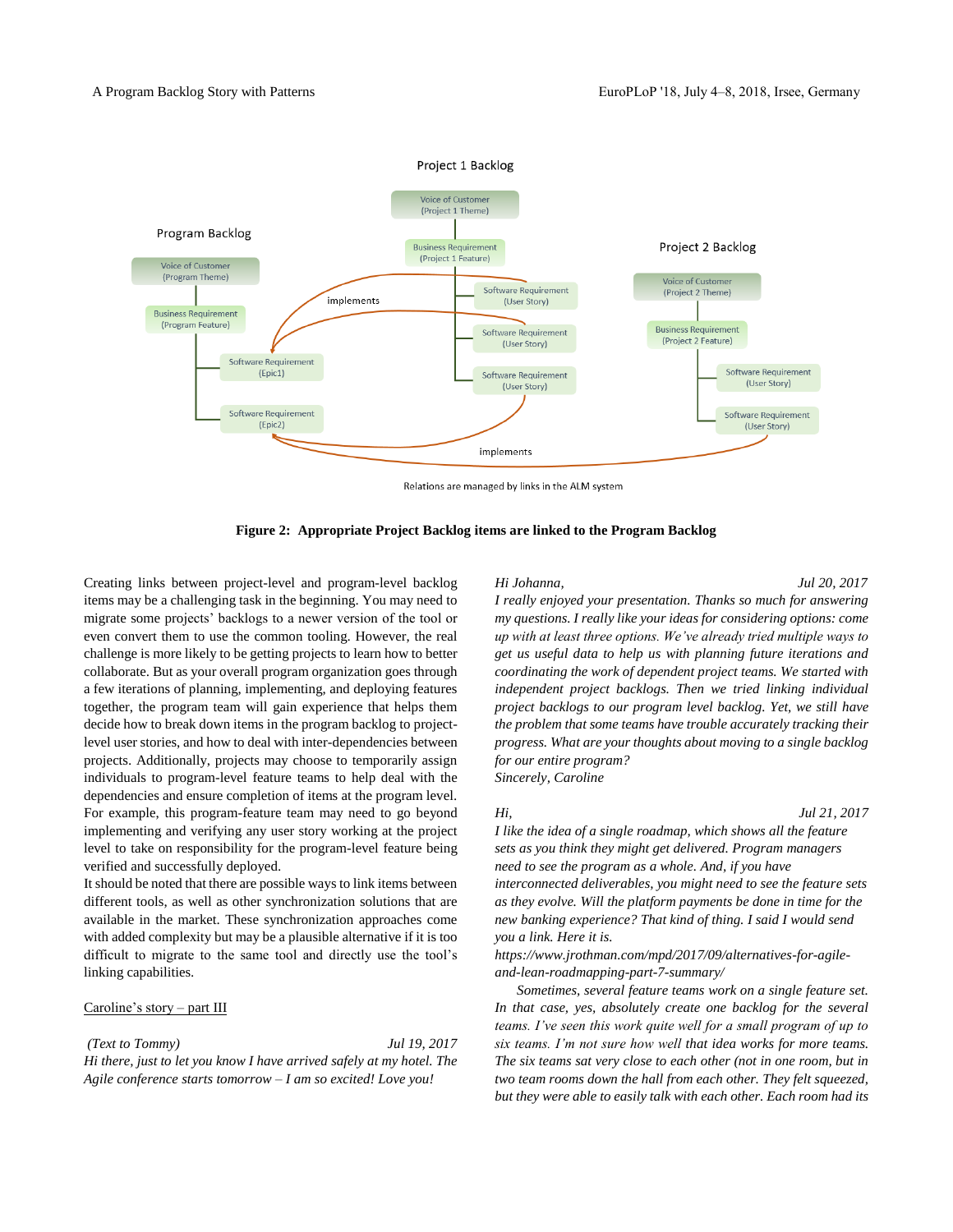Figure 2: Appropriate Project Backlog items are linked to the Program Backlog

Creating links between project-level and program-level backlog items may be a challenging task in the beginning. You may need to migrate some projects' backlogs to a newer version of the tool or even convert them to use the common tooling. However, the real challenge is more likely to be getting projects to learn how to better collaborate. But as your overall program organization goes through a few iterations of planning, implementing, and deploying features together, the program team will gain experience that helps them decide how to break down items in the program backlog to project-level user stories, and how to deal with inter-dependencies between projects. Additionally, projects may choose to temporarily assign individuals to program-level feature teams to help deal with the dependencies and ensure completion of items at the program level. For example, this program-feature team may need to go beyond implementing and verifying any user story working at the project level to take on responsibility for the program-level feature being verified and successfully deployed.

It should be noted that there are possible ways to link items between different tools, as well as other synchronization solutions that are available in the market. These synchronization approaches come with added complexity but may be a plausible alternative if it is too difficult to migrate to the same tool and directly use the tool's linking capabilities.

Caroline's story – part III

*(Text to Tommy)* *Jul 19, 2017*
*Hi there, just to let you know I have arrived safely at my hotel. The Agile conference starts tomorrow – I am so excited! Love you!*

*Hi Johanna,* *Jul 20, 2017*
*I really enjoyed your presentation. Thanks so much for answering my questions. I really like your ideas for considering options: come up with at least three options. We've already tried multiple ways to get us useful data to help us with planning future iterations and coordinating the work of dependent project teams. We started with independent project backlogs. Then we tried linking individual project backlogs to our program level backlog. Yet, we still have the problem that some teams have trouble accurately tracking their progress. What are your thoughts about moving to a single backlog for our entire program?*
*Sincerely, Caroline*

*Hi,* *Jul 21, 2017*
*I like the idea of a single roadmap, which shows all the feature sets as you think they might get delivered. Program managers need to see the program as a whole. And, if you have interconnected deliverables, you might need to see the feature sets as they evolve. Will the platform payments be done in time for the new banking experience? That kind of thing. I said I would send you a link. Here it is.*
*https://www.jrothman.com/mpd/2017/09/alternatives-for-agile-and-lean-roadmapping-part-7-summary/*

*Sometimes, several feature teams work on a single feature set. In that case, yes, absolutely create one backlog for the several teams. I've seen this work quite well for a small program of up to six teams. I'm not sure how well that idea works for more teams. The six teams sat very close to each other (not in one room, but in two team rooms down the hall from each other. They felt squeezed, but they were able to easily talk with each other. Each room had its*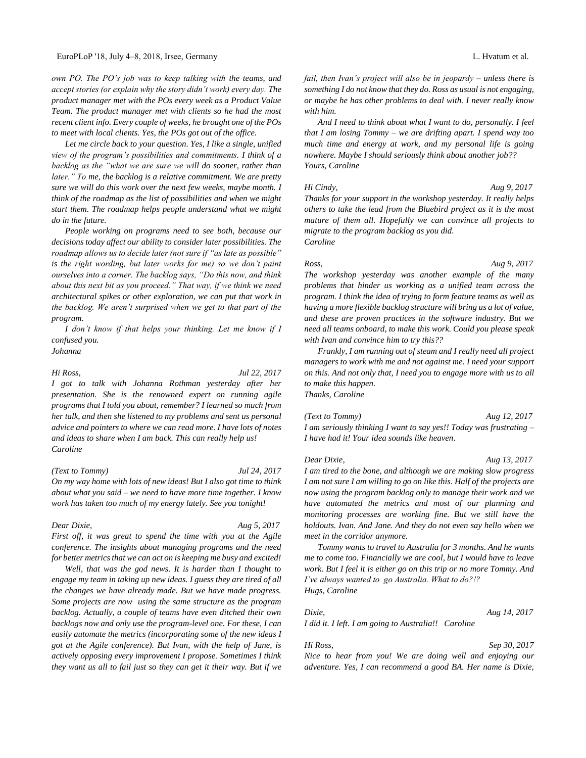*own PO. The PO's job was to keep talking with the teams, and accept stories (or explain why the story didn't work) every day. The product manager met with the POs every week as a Product Value Team. The product manager met with clients so he had the most recent client info. Every couple of weeks, he brought one of the POs to meet with local clients. Yes, the POs got out of the office.*

*Let me circle back to your question. Yes, I like a single, unified view of the program's possibilities and commitments. I think of a backlog as the "what we are sure we will do sooner, rather than later." To me, the backlog is a relative commitment. We are pretty sure we will do this work over the next few weeks, maybe month. I think of the roadmap as the list of possibilities and when we might start them. The roadmap helps people understand what we might do in the future.*

*People working on programs need to see both, because our decisions today affect our ability to consider later possibilities. The roadmap allows us to decide later (not sure if "as late as possible" is the right wording, but later works for me) so we don't paint ourselves into a corner. The backlog says, "Do this now, and think about this next bit as you proceed." That way, if we think we need architectural spikes or other exploration, we can put that work in the backlog. We aren't surprised when we get to that part of the program.*

*I don't know if that helps your thinking. Let me know if I confused you.*
*Johanna*

*Hi Ross,* *Jul 22, 2017*
*I got to talk with Johanna Rothman yesterday after her presentation. She is the renowned expert on running agile programs that I told you about, remember? I learned so much from her talk, and then she listened to my problems and sent us personal advice and pointers to where we can read more. I have lots of notes and ideas to share when I am back. This can really help us!*
*Caroline*

*(Text to Tommy)* *Jul 24, 2017*
*On my way home with lots of new ideas! But I also got time to think about what you said – we need to have more time together. I know work has taken too much of my energy lately. See you tonight!*

*Dear Dixie,* *Aug 5, 2017*
*First off, it was great to spend the time with you at the Agile conference. The insights about managing programs and the need for better metrics that we can act on is keeping me busy and excited!*

*Well, that was the god news. It is harder than I thought to engage my team in taking up new ideas. I guess they are tired of all the changes we have already made. But we have made progress. Some projects are now using the same structure as the program backlog. Actually, a couple of teams have even ditched their own backlogs now and only use the program-level one. For these, I can easily automate the metrics (incorporating some of the new ideas I got at the Agile conference). But Ivan, with the help of Jane, is actively opposing every improvement I propose. Sometimes I think they want us all to fail just so they can get it their way. But if we fail, then Ivan's project will also be in jeopardy – unless there is something I do not know that they do. Ross as usual is not engaging, or maybe he has other problems to deal with. I never really know with him.*

*And I need to think about what I want to do, personally. I feel that I am losing Tommy – we are drifting apart. I spend way too much time and energy at work, and my personal life is going nowhere. Maybe I should seriously think about another job??*
*Yours, Caroline*

*Hi Cindy,* *Aug 9, 2017*
*Thanks for your support in the workshop yesterday. It really helps others to take the lead from the Bluebird project as it is the most mature of them all. Hopefully we can convince all projects to migrate to the program backlog as you did.*
*Caroline*

*Ross,* *Aug 9, 2017*
*The workshop yesterday was another example of the many problems that hinder us working as a unified team across the program. I think the idea of trying to form feature teams as well as having a more flexible backlog structure will bring us a lot of value, and these are proven practices in the software industry. But we need all teams onboard, to make this work. Could you please speak with Ivan and convince him to try this??*

*Frankly, I am running out of steam and I really need all project managers to work with me and not against me. I need your support on this. And not only that, I need you to engage more with us to all to make this happen.*
*Thanks, Caroline*

*(Text to Tommy)* *Aug 12, 2017*
*I am seriously thinking I want to say yes!! Today was frustrating – I have had it! Your idea sounds like heaven.*

*Dear Dixie,* *Aug 13, 2017*
*I am tired to the bone, and although we are making slow progress I am not sure I am willing to go on like this. Half of the projects are now using the program backlog only to manage their work and we have automated the metrics and most of our planning and monitoring processes are working fine. But we still have the holdouts. Ivan. And Jane. And they do not even say hello when we meet in the corridor anymore.*

*Tommy wants to travel to Australia for 3 months. And he wants me to come too. Financially we are cool, but I would have to leave work. But I feel it is either go on this trip or no more Tommy. And I've always wanted to go Australia. What to do?!?*
*Hugs, Caroline*

*Dixie,* *Aug 14, 2017*
*I did it. I left. I am going to Australia!! Caroline*

*Hi Ross,* *Sep 30, 2017*
*Nice to hear from you! We are doing well and enjoying our adventure. Yes, I can recommend a good BA. Her name is Dixie,*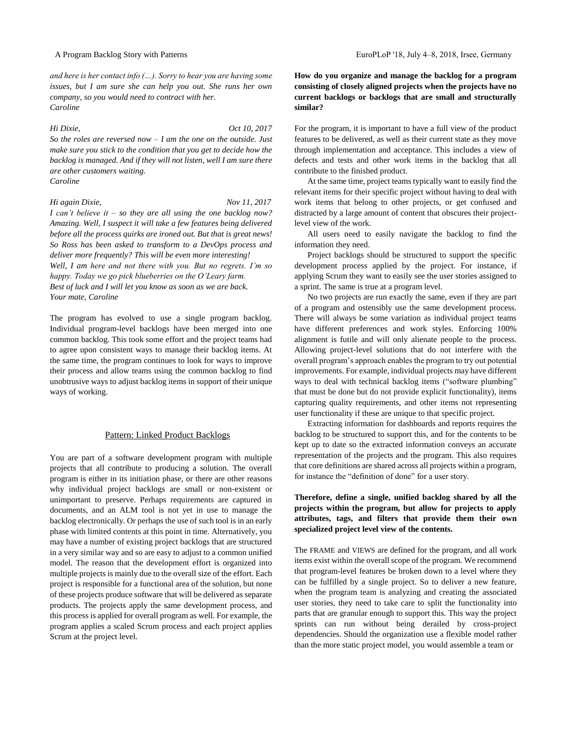*and here is her contact info (…). Sorry to hear you are having some issues, but I am sure she can help you out. She runs her own company, so you would need to contract with her.*
*Caroline*

*Hi Dixie, Oct 10, 2017*
*So the roles are reversed now – I am the one on the outside. Just make sure you stick to the condition that you get to decide how the backlog is managed. And if they will not listen, well I am sure there are other customers waiting.*
*Caroline*

*Hi again Dixie, Nov 11, 2017*
*I can't believe it – so they are all using the one backlog now? Amazing. Well, I suspect it will take a few features being delivered before all the process quirks are ironed out. But that is great news! So Ross has been asked to transform to a DevOps process and deliver more frequently? This will be even more interesting!*
*Well, I am here and not there with you. But no regrets. I'm so happy. Today we go pick blueberries on the O'Leary farm.*
*Best of luck and I will let you know as soon as we are back.*
*Your mate, Caroline*

The program has evolved to use a single program backlog. Individual program-level backlogs have been merged into one common backlog. This took some effort and the project teams had to agree upon consistent ways to manage their backlog items. At the same time, the program continues to look for ways to improve their process and allow teams using the common backlog to find unobtrusive ways to adjust backlog items in support of their unique ways of working.

## Pattern: Linked Product Backlogs

You are part of a software development program with multiple projects that all contribute to producing a solution. The overall program is either in its initiation phase, or there are other reasons why individual project backlogs are small or non-existent or unimportant to preserve. Perhaps requirements are captured in documents, and an ALM tool is not yet in use to manage the backlog electronically. Or perhaps the use of such tool is in an early phase with limited contents at this point in time. Alternatively, you may have a number of existing project backlogs that are structured in a very similar way and so are easy to adjust to a common unified model. The reason that the development effort is organized into multiple projects is mainly due to the overall size of the effort. Each project is responsible for a functional area of the solution, but none of these projects produce software that will be delivered as separate products. The projects apply the same development process, and this process is applied for overall program as well. For example, the program applies a scaled Scrum process and each project applies Scrum at the project level.

**How do you organize and manage the backlog for a program consisting of closely aligned projects when the projects have no current backlogs or backlogs that are small and structurally similar?**

For the program, it is important to have a full view of the product features to be delivered, as well as their current state as they move through implementation and acceptance. This includes a view of defects and tests and other work items in the backlog that all contribute to the finished product.

At the same time, project teams typically want to easily find the relevant items for their specific project without having to deal with work items that belong to other projects, or get confused and distracted by a large amount of content that obscures their project-level view of the work.

All users need to easily navigate the backlog to find the information they need.

Project backlogs should be structured to support the specific development process applied by the project. For instance, if applying Scrum they want to easily see the user stories assigned to a sprint. The same is true at a program level.

No two projects are run exactly the same, even if they are part of a program and ostensibly use the same development process. There will always be some variation as individual project teams have different preferences and work styles. Enforcing 100% alignment is futile and will only alienate people to the process. Allowing project-level solutions that do not interfere with the overall program's approach enables the program to try out potential improvements. For example, individual projects may have different ways to deal with technical backlog items ("software plumbing" that must be done but do not provide explicit functionality), items capturing quality requirements, and other items not representing user functionality if these are unique to that specific project.

Extracting information for dashboards and reports requires the backlog to be structured to support this, and for the contents to be kept up to date so the extracted information conveys an accurate representation of the projects and the program. This also requires that core definitions are shared across all projects within a program, for instance the "definition of done" for a user story.

**Therefore, define a single, unified backlog shared by all the projects within the program, but allow for projects to apply attributes, tags, and filters that provide them their own specialized project level view of the contents.**

The FRAME and VIEWS are defined for the program, and all work items exist within the overall scope of the program. We recommend that program-level features be broken down to a level where they can be fulfilled by a single project. So to deliver a new feature, when the program team is analyzing and creating the associated user stories, they need to take care to split the functionality into parts that are granular enough to support this. This way the project sprints can run without being derailed by cross-project dependencies. Should the organization use a flexible model rather than the more static project model, you would assemble a team or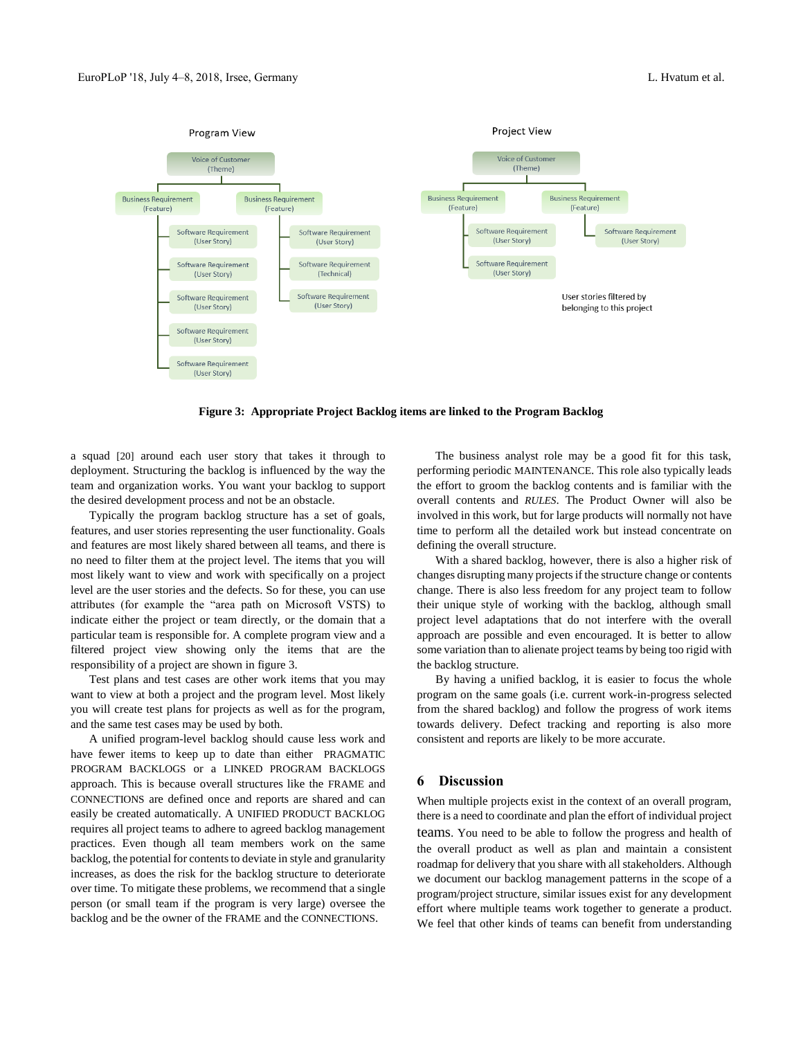**Figure 3: Appropriate Project Backlog items are linked to the Program Backlog**

a squad [20] around each user story that takes it through to deployment. Structuring the backlog is influenced by the way the team and organization works. You want your backlog to support the desired development process and not be an obstacle.

Typically the program backlog structure has a set of goals, features, and user stories representing the user functionality. Goals and features are most likely shared between all teams, and there is no need to filter them at the project level. The items that you will most likely want to view and work with specifically on a project level are the user stories and the defects. So for these, you can use attributes (for example the "area path on Microsoft VSTS) to indicate either the project or team directly, or the domain that a particular team is responsible for. A complete program view and a filtered project view showing only the items that are the responsibility of a project are shown in figure 3.

Test plans and test cases are other work items that you may want to view at both a project and the program level. Most likely you will create test plans for projects as well as for the program, and the same test cases may be used by both.

A unified program-level backlog should cause less work and have fewer items to keep up to date than either PRAGMATIC PROGRAM BACKLOGS or a LINKED PROGRAM BACKLOGS approach. This is because overall structures like the FRAME and CONNECTIONS are defined once and reports are shared and can easily be created automatically. A UNIFIED PRODUCT BACKLOG requires all project teams to adhere to agreed backlog management practices. Even though all team members work on the same backlog, the potential for contents to deviate in style and granularity increases, as does the risk for the backlog structure to deteriorate over time. To mitigate these problems, we recommend that a single person (or small team if the program is very large) oversee the backlog and be the owner of the FRAME and the CONNECTIONS.

The business analyst role may be a good fit for this task, performing periodic MAINTENANCE. This role also typically leads the effort to groom the backlog contents and is familiar with the overall contents and *RULES*. The Product Owner will also be involved in this work, but for large products will normally not have time to perform all the detailed work but instead concentrate on defining the overall structure.

With a shared backlog, however, there is also a higher risk of changes disrupting many projects if the structure change or contents change. There is also less freedom for any project team to follow their unique style of working with the backlog, although small project level adaptations that do not interfere with the overall approach are possible and even encouraged. It is better to allow some variation than to alienate project teams by being too rigid with the backlog structure.

By having a unified backlog, it is easier to focus the whole program on the same goals (i.e. current work-in-progress selected from the shared backlog) and follow the progress of work items towards delivery. Defect tracking and reporting is also more consistent and reports are likely to be more accurate.

## 6 Discussion

When multiple projects exist in the context of an overall program, there is a need to coordinate and plan the effort of individual project teams. You need to be able to follow the progress and health of the overall product as well as plan and maintain a consistent roadmap for delivery that you share with all stakeholders. Although we document our backlog management patterns in the scope of a program/project structure, similar issues exist for any development effort where multiple teams work together to generate a product. We feel that other kinds of teams can benefit from understanding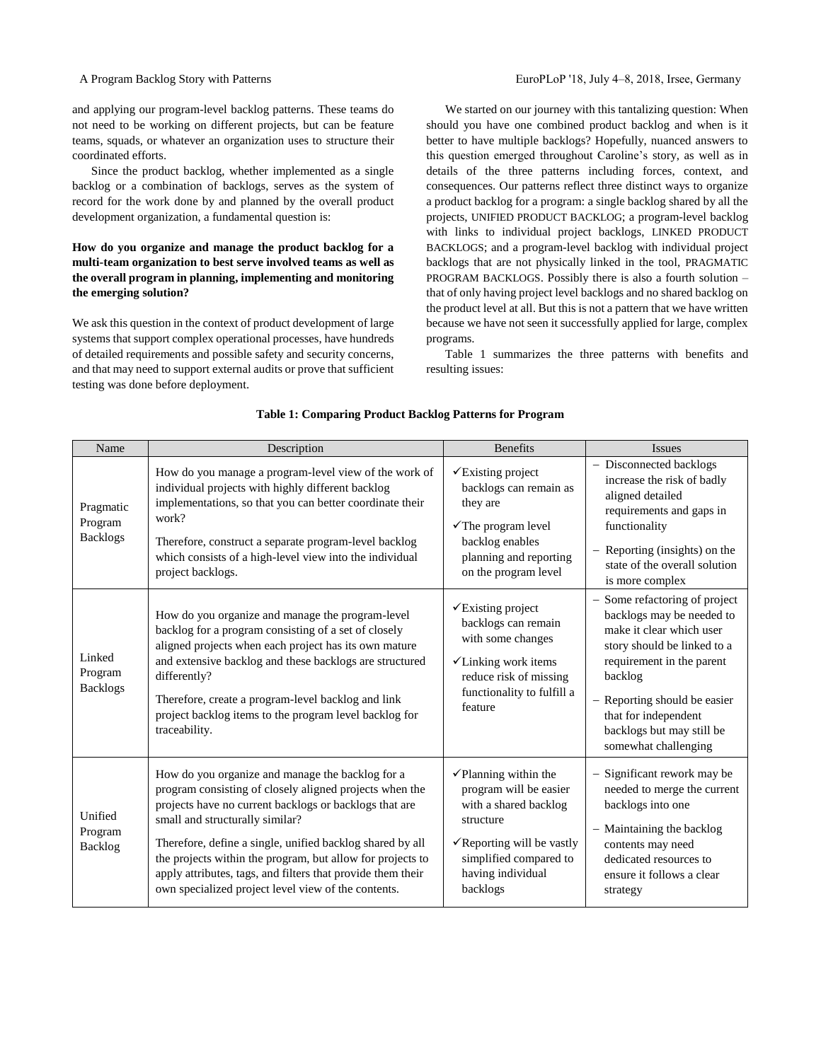and applying our program-level backlog patterns. These teams do not need to be working on different projects, but can be feature teams, squads, or whatever an organization uses to structure their coordinated efforts.

Since the product backlog, whether implemented as a single backlog or a combination of backlogs, serves as the system of record for the work done by and planned by the overall product development organization, a fundamental question is:

**How do you organize and manage the product backlog for a multi-team organization to best serve involved teams as well as the overall program in planning, implementing and monitoring the emerging solution?**

We ask this question in the context of product development of large systems that support complex operational processes, have hundreds of detailed requirements and possible safety and security concerns, and that may need to support external audits or prove that sufficient testing was done before deployment.

We started on our journey with this tantalizing question: When should you have one combined product backlog and when is it better to have multiple backlogs? Hopefully, nuanced answers to this question emerged throughout Caroline's story, as well as in details of the three patterns including forces, context, and consequences. Our patterns reflect three distinct ways to organize a product backlog for a program: a single backlog shared by all the projects, UNIFIED PRODUCT BACKLOG; a program-level backlog with links to individual project backlogs, LINKED PRODUCT BACKLOGS; and a program-level backlog with individual project backlogs that are not physically linked in the tool, PRAGMATIC PROGRAM BACKLOGS. Possibly there is also a fourth solution – that of only having project level backlogs and no shared backlog on the product level at all. But this is not a pattern that we have written because we have not seen it successfully applied for large, complex programs.

Table 1 summarizes the three patterns with benefits and resulting issues:

**Table 1: Comparing Product Backlog Patterns for Program**

| Name | Description | Benefits | Issues |
|---|---|---|---|
| Pragmatic Program Backlogs | How do you manage a program-level view of the work of individual projects with highly different backlog implementations, so that you can better coordinate their work?<br><br>Therefore, construct a separate program-level backlog which consists of a high-level view into the individual project backlogs. | ✓Existing project backlogs can remain as they are<br>✓The program level backlog enables planning and reporting on the program level | – Disconnected backlogs increase the risk of badly aligned detailed requirements and gaps in functionality<br>– Reporting (insights) on the state of the overall solution is more complex |
| Linked Program Backlogs | How do you organize and manage the program-level backlog for a program consisting of a set of closely aligned projects when each project has its own mature and extensive backlog and these backlogs are structured differently?<br><br>Therefore, create a program-level backlog and link project backlog items to the program level backlog for traceability. | ✓Existing project backlogs can remain with some changes<br>✓Linking work items reduce risk of missing functionality to fulfill a feature | – Some refactoring of project backlogs may be needed to make it clear which user story should be linked to a requirement in the parent backlog<br>– Reporting should be easier that for independent backlogs but may still be somewhat challenging |
| Unified Program Backlog | How do you organize and manage the backlog for a program consisting of closely aligned projects when the projects have no current backlogs or backlogs that are small and structurally similar?<br><br>Therefore, define a single, unified backlog shared by all the projects within the program, but allow for projects to apply attributes, tags, and filters that provide them their own specialized project level view of the contents. | ✓Planning within the program will be easier with a shared backlog structure<br>✓Reporting will be vastly simplified compared to having individual backlogs | – Significant rework may be needed to merge the current backlogs into one<br>– Maintaining the backlog contents may need dedicated resources to ensure it follows a clear strategy |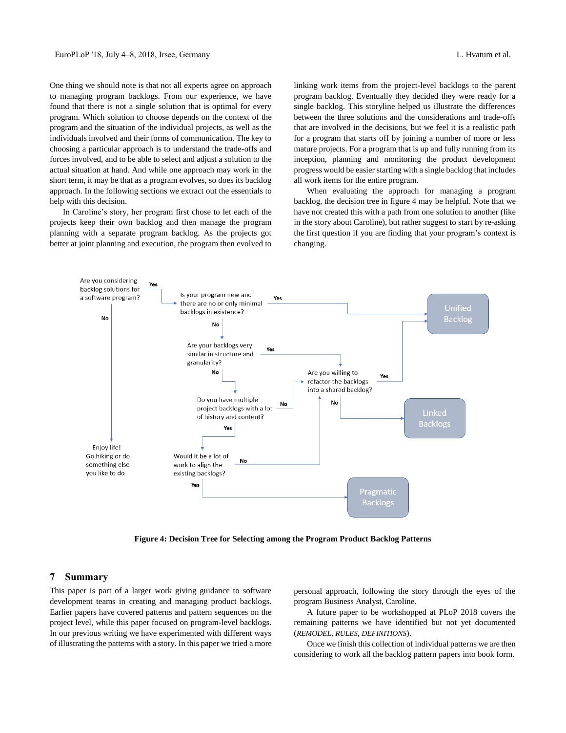One thing we should note is that not all experts agree on approach to managing program backlogs. From our experience, we have found that there is not a single solution that is optimal for every program. Which solution to choose depends on the context of the program and the situation of the individual projects, as well as the individuals involved and their forms of communication. The key to choosing a particular approach is to understand the trade-offs and forces involved, and to be able to select and adjust a solution to the actual situation at hand. And while one approach may work in the short term, it may be that as a program evolves, so does its backlog approach. In the following sections we extract out the essentials to help with this decision.

In Caroline's story, her program first chose to let each of the projects keep their own backlog and then manage the program planning with a separate program backlog. As the projects got better at joint planning and execution, the program then evolved to linking work items from the project-level backlogs to the parent program backlog. Eventually they decided they were ready for a single backlog. This storyline helped us illustrate the differences between the three solutions and the considerations and trade-offs that are involved in the decisions, but we feel it is a realistic path for a program that starts off by joining a number of more or less mature projects. For a program that is up and fully running from its inception, planning and monitoring the product development progress would be easier starting with a single backlog that includes all work items for the entire program.

When evaluating the approach for managing a program backlog, the decision tree in figure 4 may be helpful. Note that we have not created this with a path from one solution to another (like in the story about Caroline), but rather suggest to start by re-asking the first question if you are finding that your program's context is changing.

**Figure 4: Decision Tree for Selecting among the Program Product Backlog Patterns**

## 7 Summary

This paper is part of a larger work giving guidance to software development teams in creating and managing product backlogs. Earlier papers have covered patterns and pattern sequences on the project level, while this paper focused on program-level backlogs. In our previous writing we have experimented with different ways of illustrating the patterns with a story. In this paper we tried a more personal approach, following the story through the eyes of the program Business Analyst, Caroline.

A future paper to be workshopped at PLoP 2018 covers the remaining patterns we have identified but not yet documented (*REMODEL, RULES, DEFINITIONS*).

Once we finish this collection of individual patterns we are then considering to work all the backlog pattern papers into book form.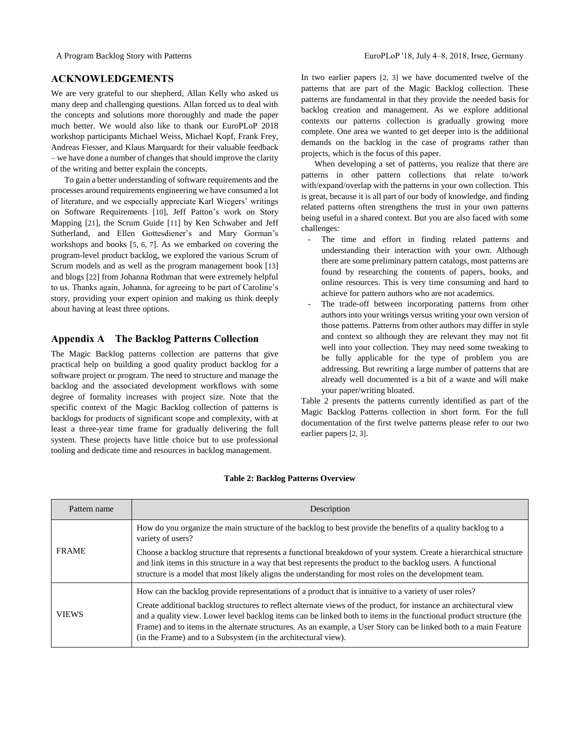## ACKNOWLEDGEMENTS

We are very grateful to our shepherd, Allan Kelly who asked us many deep and challenging questions. Allan forced us to deal with the concepts and solutions more thoroughly and made the paper much better. We would also like to thank our EuroPLoP 2018 workshop participants Michael Weiss, Michael Kopf, Frank Frey, Andreas Fiesser, and Klaus Marquardt for their valuable feedback – we have done a number of changes that should improve the clarity of the writing and better explain the concepts.

To gain a better understanding of software requirements and the processes around requirements engineering we have consumed a lot of literature, and we especially appreciate Karl Wiegers' writings on Software Requirements [10], Jeff Patton's work on Story Mapping [21], the Scrum Guide [11] by Ken Schwaber and Jeff Sutherland, and Ellen Gottesdiener's and Mary Gorman's workshops and books [5, 6, 7]. As we embarked on covering the program-level product backlog, we explored the various Scrum of Scrum models and as well as the program management book [13] and blogs [22] from Johanna Rothman that were extremely helpful to us. Thanks again, Johanna, for agreeing to be part of Caroline's story, providing your expert opinion and making us think deeply about having at least three options.

## Appendix A The Backlog Patterns Collection

The Magic Backlog patterns collection are patterns that give practical help on building a good quality product backlog for a software project or program. The need to structure and manage the backlog and the associated development workflows with some degree of formality increases with project size. Note that the specific context of the Magic Backlog collection of patterns is backlogs for products of significant scope and complexity, with at least a three-year time frame for gradually delivering the full system. These projects have little choice but to use professional tooling and dedicate time and resources in backlog management.

In two earlier papers [2, 3] we have documented twelve of the patterns that are part of the Magic Backlog collection. These patterns are fundamental in that they provide the needed basis for backlog creation and management. As we explore additional contexts our patterns collection is gradually growing more complete. One area we wanted to get deeper into is the additional demands on the backlog in the case of programs rather than projects, which is the focus of this paper.

When developing a set of patterns, you realize that there are patterns in other pattern collections that relate to/work with/expand/overlap with the patterns in your own collection. This is great, because it is all part of our body of knowledge, and finding related patterns often strengthens the trust in your own patterns being useful in a shared context. But you are also faced with some challenges:

- The time and effort in finding related patterns and understanding their interaction with your own. Although there are some preliminary pattern catalogs, most patterns are found by researching the contents of papers, books, and online resources. This is very time consuming and hard to achieve for pattern authors who are not academics.
- The trade-off between incorporating patterns from other authors into your writings versus writing your own version of those patterns. Patterns from other authors may differ in style and context so although they are relevant they may not fit well into your collection. They may need some tweaking to be fully applicable for the type of problem you are addressing. But rewriting a large number of patterns that are already well documented is a bit of a waste and will make your paper/writing bloated.

Table 2 presents the patterns currently identified as part of the Magic Backlog Patterns collection in short form. For the full documentation of the first twelve patterns please refer to our two earlier papers [2, 3].

**Table 2: Backlog Patterns Overview**

| Pattern name | Description |
|---|---|
| FRAME | How do you organize the main structure of the backlog to best provide the benefits of a quality backlog to a variety of users?<br><br>Choose a backlog structure that represents a functional breakdown of your system. Create a hierarchical structure and link items in this structure in a way that best represents the product to the backlog users. A functional structure is a model that most likely aligns the understanding for most roles on the development team. |
| VIEWS | How can the backlog provide representations of a product that is intuitive to a variety of user roles?<br><br>Create additional backlog structures to reflect alternate views of the product, for instance an architectural view and a quality view. Lower level backlog items can be linked both to items in the functional product structure (the Frame) and to items in the alternate structures. As an example, a User Story can be linked both to a main Feature (in the Frame) and to a Subsystem (in the architectural view). |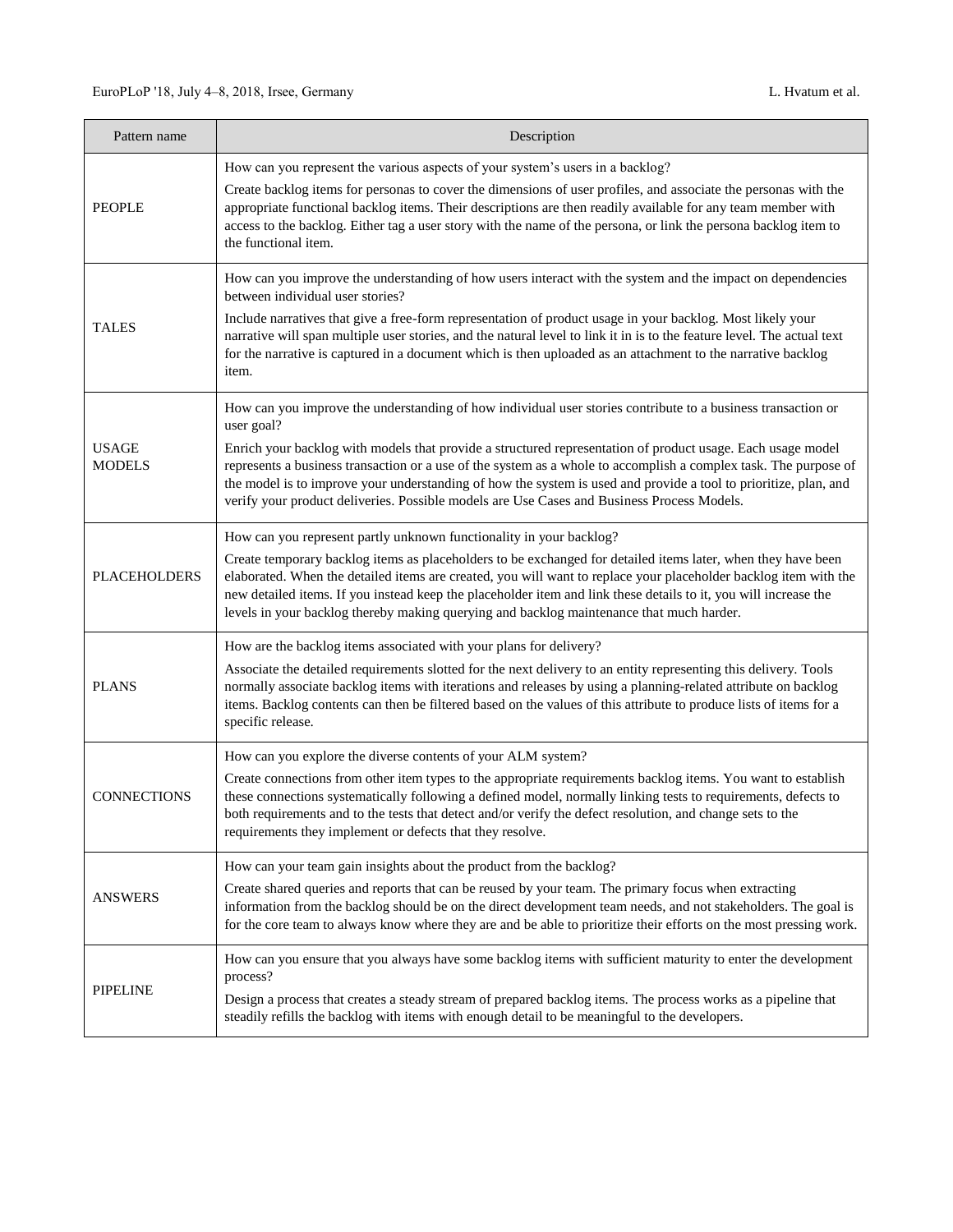| Pattern name | Description |
| --- | --- |
| PEOPLE | How can you represent the various aspects of your system's users in a backlog?<br>Create backlog items for personas to cover the dimensions of user profiles, and associate the personas with the appropriate functional backlog items. Their descriptions are then readily available for any team member with access to the backlog. Either tag a user story with the name of the persona, or link the persona backlog item to the functional item. |
| TALES | How can you improve the understanding of how users interact with the system and the impact on dependencies between individual user stories?<br>Include narratives that give a free-form representation of product usage in your backlog. Most likely your narrative will span multiple user stories, and the natural level to link it in is to the feature level. The actual text for the narrative is captured in a document which is then uploaded as an attachment to the narrative backlog item. |
| USAGE MODELS | How can you improve the understanding of how individual user stories contribute to a business transaction or user goal?<br>Enrich your backlog with models that provide a structured representation of product usage. Each usage model represents a business transaction or a use of the system as a whole to accomplish a complex task. The purpose of the model is to improve your understanding of how the system is used and provide a tool to prioritize, plan, and verify your product deliveries. Possible models are Use Cases and Business Process Models. |
| PLACEHOLDERS | How can you represent partly unknown functionality in your backlog?<br>Create temporary backlog items as placeholders to be exchanged for detailed items later, when they have been elaborated. When the detailed items are created, you will want to replace your placeholder backlog item with the new detailed items. If you instead keep the placeholder item and link these details to it, you will increase the levels in your backlog thereby making querying and backlog maintenance that much harder. |
| PLANS | How are the backlog items associated with your plans for delivery?<br>Associate the detailed requirements slotted for the next delivery to an entity representing this delivery. Tools normally associate backlog items with iterations and releases by using a planning-related attribute on backlog items. Backlog contents can then be filtered based on the values of this attribute to produce lists of items for a specific release. |
| CONNECTIONS | How can you explore the diverse contents of your ALM system?<br>Create connections from other item types to the appropriate requirements backlog items. You want to establish these connections systematically following a defined model, normally linking tests to requirements, defects to both requirements and to the tests that detect and/or verify the defect resolution, and change sets to the requirements they implement or defects that they resolve. |
| ANSWERS | How can your team gain insights about the product from the backlog?<br>Create shared queries and reports that can be reused by your team. The primary focus when extracting information from the backlog should be on the direct development team needs, and not stakeholders. The goal is for the core team to always know where they are and be able to prioritize their efforts on the most pressing work. |
| PIPELINE | How can you ensure that you always have some backlog items with sufficient maturity to enter the development process?<br>Design a process that creates a steady stream of prepared backlog items. The process works as a pipeline that steadily refills the backlog with items with enough detail to be meaningful to the developers. |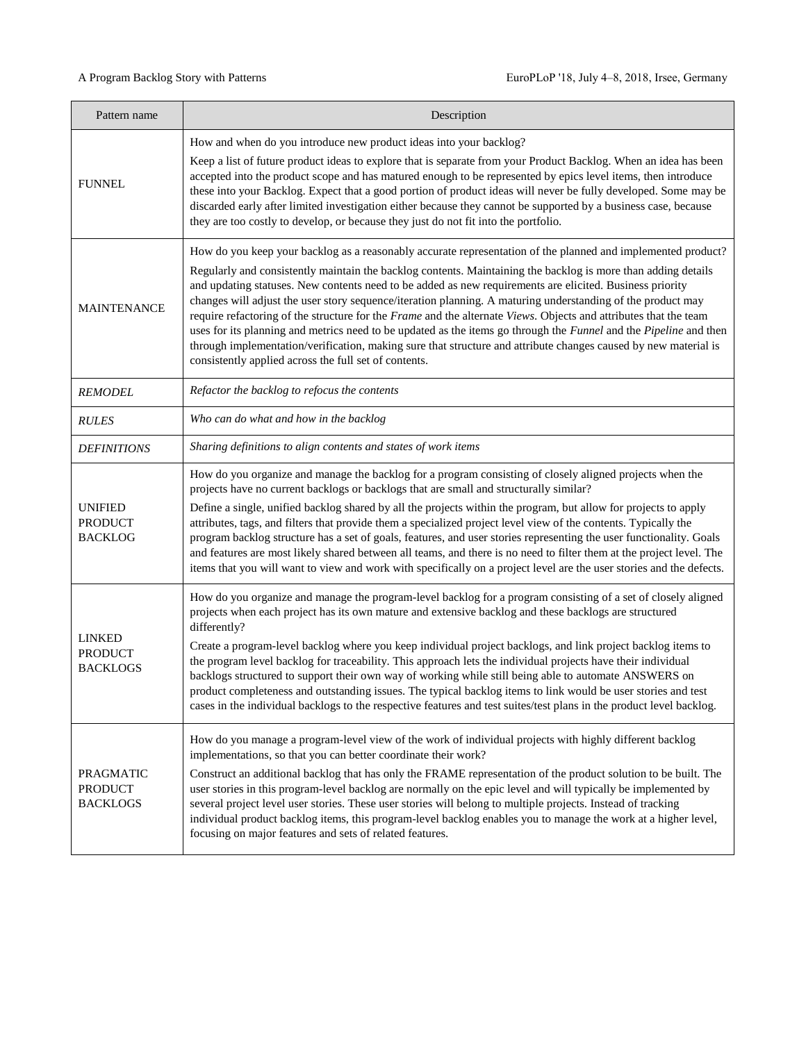| Pattern name | Description |
|---|---|
| FUNNEL | How and when do you introduce new product ideas into your backlog?<br><br>Keep a list of future product ideas to explore that is separate from your Product Backlog. When an idea has been accepted into the product scope and has matured enough to be represented by epics level items, then introduce these into your Backlog. Expect that a good portion of product ideas will never be fully developed. Some may be discarded early after limited investigation either because they cannot be supported by a business case, because they are too costly to develop, or because they just do not fit into the portfolio. |
| MAINTENANCE | How do you keep your backlog as a reasonably accurate representation of the planned and implemented product?<br><br>Regularly and consistently maintain the backlog contents. Maintaining the backlog is more than adding details and updating statuses. New contents need to be added as new requirements are elicited. Business priority changes will adjust the user story sequence/iteration planning. A maturing understanding of the product may require refactoring of the structure for the *Frame* and the alternate *Views*. Objects and attributes that the team uses for its planning and metrics need to be updated as the items go through the *Funnel* and the *Pipeline* and then through implementation/verification, making sure that structure and attribute changes caused by new material is consistently applied across the full set of contents. |
| *REMODEL* | *Refactor the backlog to refocus the contents* |
| *RULES* | *Who can do what and how in the backlog* |
| *DEFINITIONS* | *Sharing definitions to align contents and states of work items* |
| UNIFIED PRODUCT BACKLOG | How do you organize and manage the backlog for a program consisting of closely aligned projects when the projects have no current backlogs or backlogs that are small and structurally similar?<br><br>Define a single, unified backlog shared by all the projects within the program, but allow for projects to apply attributes, tags, and filters that provide them a specialized project level view of the contents. Typically the program backlog structure has a set of goals, features, and user stories representing the user functionality. Goals and features are most likely shared between all teams, and there is no need to filter them at the project level. The items that you will want to view and work with specifically on a project level are the user stories and the defects. |
| LINKED PRODUCT BACKLOGS | How do you organize and manage the program-level backlog for a program consisting of a set of closely aligned projects when each project has its own mature and extensive backlog and these backlogs are structured differently?<br><br>Create a program-level backlog where you keep individual project backlogs, and link project backlog items to the program level backlog for traceability. This approach lets the individual projects have their individual backlogs structured to support their own way of working while still being able to automate ANSWERS on product completeness and outstanding issues. The typical backlog items to link would be user stories and test cases in the individual backlogs to the respective features and test suites/test plans in the product level backlog. |
| PRAGMATIC PRODUCT BACKLOGS | How do you manage a program-level view of the work of individual projects with highly different backlog implementations, so that you can better coordinate their work?<br><br>Construct an additional backlog that has only the FRAME representation of the product solution to be built. The user stories in this program-level backlog are normally on the epic level and will typically be implemented by several project level user stories. These user stories will belong to multiple projects. Instead of tracking individual product backlog items, this program-level backlog enables you to manage the work at a higher level, focusing on major features and sets of related features. |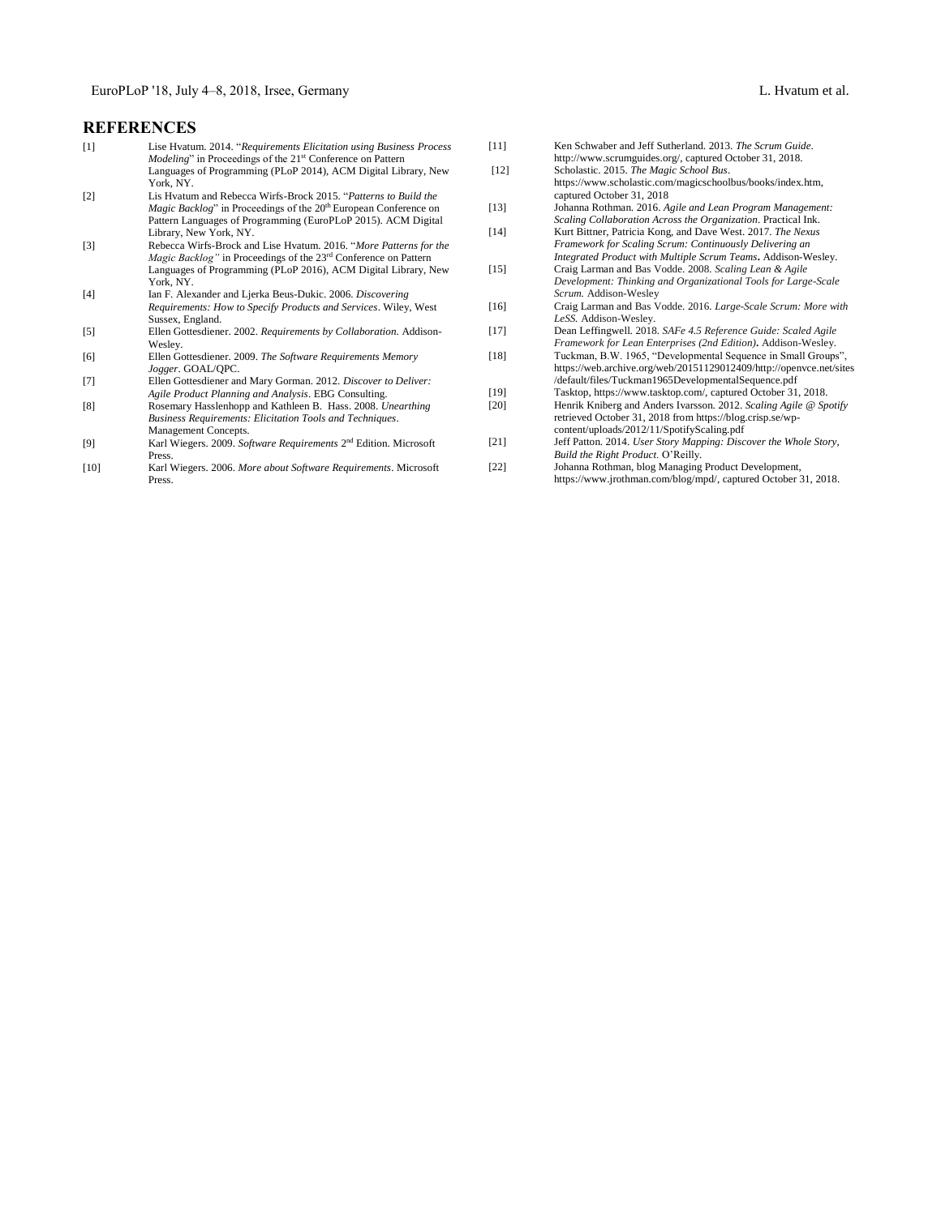## REFERENCES

[1] Lise Hvatum. 2014. "*Requirements Elicitation using Business Process Modeling*" in Proceedings of the 21st Conference on Pattern Languages of Programming (PLoP 2014), ACM Digital Library, New York, NY.

[2] Lis Hvatum and Rebecca Wirfs-Brock 2015. "*Patterns to Build the Magic Backlog*" in Proceedings of the 20th European Conference on Pattern Languages of Programming (EuroPLoP 2015). ACM Digital Library, New York, NY.

[3] Rebecca Wirfs-Brock and Lise Hvatum. 2016. "*More Patterns for the Magic Backlog"* in Proceedings of the 23rd Conference on Pattern Languages of Programming (PLoP 2016), ACM Digital Library, New York, NY.

[4] Ian F. Alexander and Ljerka Beus-Dukic. 2006. *Discovering Requirements: How to Specify Products and Services*. Wiley, West Sussex, England.

[5] Ellen Gottesdiener. 2002. *Requirements by Collaboration*. Addison-Wesley.

[6] Ellen Gottesdiener. 2009. *The Software Requirements Memory Jogger*. GOAL/QPC.

[7] Ellen Gottesdiener and Mary Gorman. 2012. *Discover to Deliver: Agile Product Planning and Analysis*. EBG Consulting.

[8] Rosemary Hasslenhopp and Kathleen B. Hass. 2008. *Unearthing Business Requirements: Elicitation Tools and Techniques*. Management Concepts.

[9] Karl Wiegers. 2009. *Software Requirements* 2nd Edition. Microsoft Press.

[10] Karl Wiegers. 2006. *More about Software Requirements*. Microsoft Press.

[11] Ken Schwaber and Jeff Sutherland. 2013. *The Scrum Guide*. http://www.scrumguides.org/, captured October 31, 2018.

[12] Scholastic. 2015. *The Magic School Bus*. https://www.scholastic.com/magicschoolbus/books/index.htm, captured October 31, 2018

[13] Johanna Rothman. 2016. *Agile and Lean Program Management: Scaling Collaboration Across the Organization*. Practical Ink.

[14] Kurt Bittner, Patricia Kong, and Dave West. 2017. *The Nexus Framework for Scaling Scrum: Continuously Delivering an Integrated Product with Multiple Scrum Teams***.** Addison-Wesley.

[15] Craig Larman and Bas Vodde. 2008. *Scaling Lean & Agile Development: Thinking and Organizational Tools for Large-Scale Scrum.* Addison-Wesley

[16] Craig Larman and Bas Vodde. 2016. *Large-Scale Scrum: More with LeSS.* Addison-Wesley.

[17] Dean Leffingwell. 2018. *SAFe 4.5 Reference Guide: Scaled Agile Framework for Lean Enterprises (2nd Edition)***.** Addison-Wesley.

[18] Tuckman, B.W. 1965, "Developmental Sequence in Small Groups", https://web.archive.org/web/20151129012409/http://openvce.net/sites/default/files/Tuckman1965DevelopmentalSequence.pdf

[19] Tasktop, https://www.tasktop.com/, captured October 31, 2018.

[20] Henrik Kniberg and Anders Ivarsson. 2012. *Scaling Agile @ Spotify* retrieved October 31, 2018 from https://blog.crisp.se/wp-content/uploads/2012/11/SpotifyScaling.pdf

[21] Jeff Patton. 2014. *User Story Mapping: Discover the Whole Story, Build the Right Product*. O'Reilly.

[22] Johanna Rothman, blog Managing Product Development, https://www.jrothman.com/blog/mpd/, captured October 31, 2018.